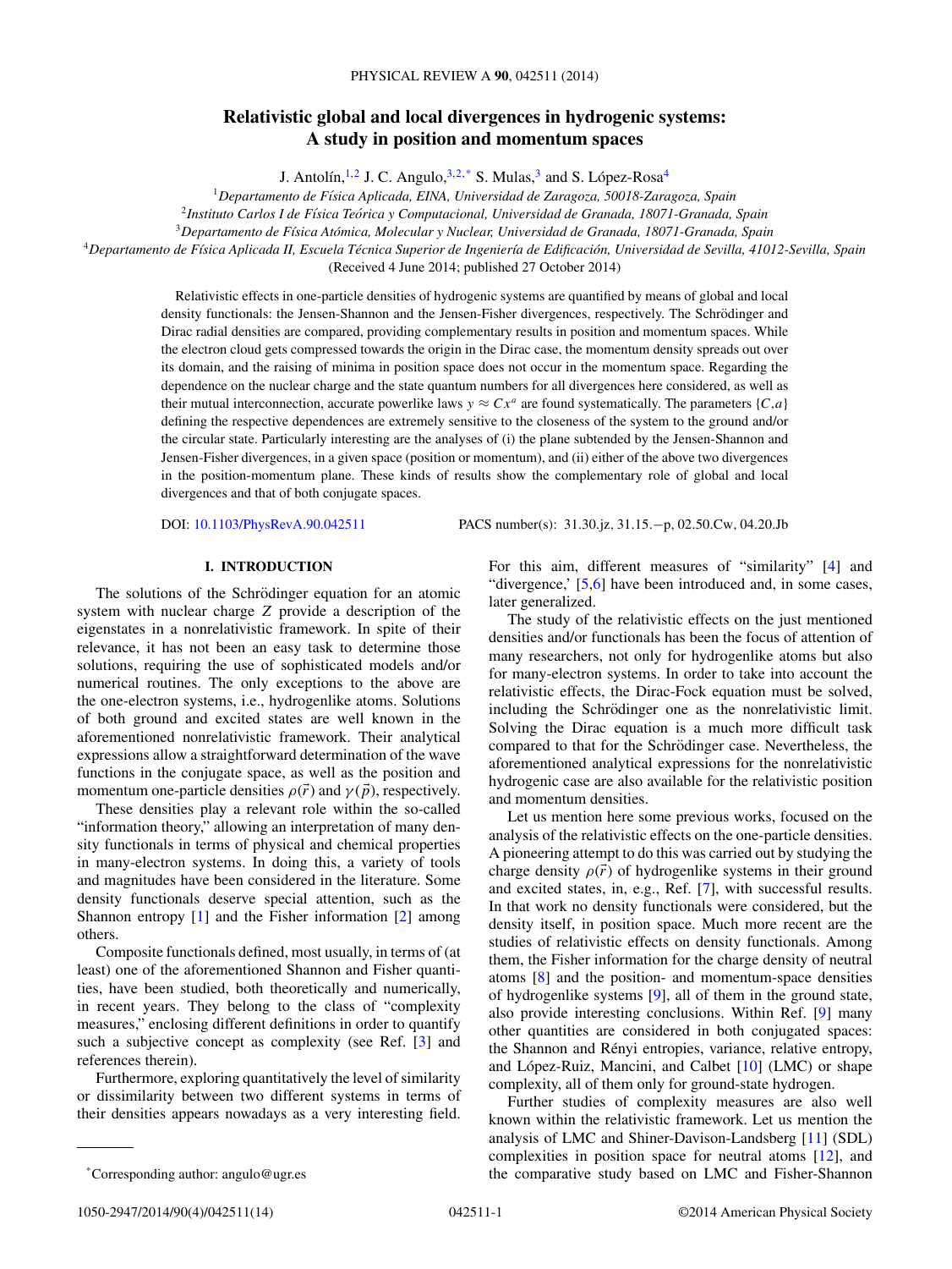# Relativistic global and local divergences in hydrogenic systems: A study in position and momentum spaces

J. Antolín,[1,2] J. C. Angulo,[3,2,*] S. Mulas,[3] and S. López-Rosa[4]

[1]Departamento de Física Aplicada, EINA, Universidad de Zaragoza, 50018-Zaragoza, Spain
[2]Instituto Carlos I de Física Teórica y Computacional, Universidad de Granada, 18071-Granada, Spain
[3]Departamento de Física Atómica, Molecular y Nuclear, Universidad de Granada, 18071-Granada, Spain
[4]Departamento de Física Aplicada II, Escuela Técnica Superior de Ingeniería de Edificación, Universidad de Sevilla, 41012-Sevilla, Spain

(Received 4 June 2014; published 27 October 2014)

Relativistic effects in one-particle densities of hydrogenic systems are quantified by means of global and local density functionals: the Jensen-Shannon and the Jensen-Fisher divergences, respectively. The Schrödinger and Dirac radial densities are compared, providing complementary results in position and momentum spaces. While the electron cloud gets compressed towards the origin in the Dirac case, the momentum density spreads out over its domain, and the raising of minima in position space does not occur in the momentum space. Regarding the dependence on the nuclear charge and the state quantum numbers for all divergences here considered, as well as their mutual interconnection, accurate powerlike laws $y \approx Cx^a$ are found systematically. The parameters $\{C,a\}$ defining the respective dependences are extremely sensitive to the closeness of the system to the ground and/or the circular state. Particularly interesting are the analyses of (i) the plane subtended by the Jensen-Shannon and Jensen-Fisher divergences, in a given space (position or momentum), and (ii) either of the above two divergences in the position-momentum plane. These kinds of results show the complementary role of global and local divergences and that of both conjugate spaces.

DOI: 10.1103/PhysRevA.90.042511 PACS number(s): 31.30.jz, 31.15.−p, 02.50.Cw, 04.20.Jb

## I. INTRODUCTION

The solutions of the Schrödinger equation for an atomic system with nuclear charge $Z$ provide a description of the eigenstates in a nonrelativistic framework. In spite of their relevance, it has not been an easy task to determine those solutions, requiring the use of sophisticated models and/or numerical routines. The only exceptions to the above are the one-electron systems, i.e., hydrogenlike atoms. Solutions of both ground and excited states are well known in the aforementioned nonrelativistic framework. Their analytical expressions allow a straightforward determination of the wave functions in the conjugate space, as well as the position and momentum one-particle densities $\rho(\vec{r})$ and $\gamma(\vec{p})$, respectively.

These densities play a relevant role within the so-called "information theory," allowing an interpretation of many density functionals in terms of physical and chemical properties in many-electron systems. In doing this, a variety of tools and magnitudes have been considered in the literature. Some density functionals deserve special attention, such as the Shannon entropy [1] and the Fisher information [2] among others.

Composite functionals defined, most usually, in terms of (at least) one of the aforementioned Shannon and Fisher quantities, have been studied, both theoretically and numerically, in recent years. They belong to the class of "complexity measures," enclosing different definitions in order to quantify such a subjective concept as complexity (see Ref. [3] and references therein).

Furthermore, exploring quantitatively the level of similarity or dissimilarity between two different systems in terms of their densities appears nowadays as a very interesting field. For this aim, different measures of "similarity" [4] and "divergence," [5,6] have been introduced and, in some cases, later generalized.

The study of the relativistic effects on the just mentioned densities and/or functionals has been the focus of attention of many researchers, not only for hydrogenlike atoms but also for many-electron systems. In order to take into account the relativistic effects, the Dirac-Fock equation must be solved, including the Schrödinger one as the nonrelativistic limit. Solving the Dirac equation is a much more difficult task compared to that for the Schrödinger case. Nevertheless, the aforementioned analytical expressions for the nonrelativistic hydrogenic case are also available for the relativistic position and momentum densities.

Let us mention here some previous works, focused on the analysis of the relativistic effects on the one-particle densities. A pioneering attempt to do this was carried out by studying the charge density $\rho(\vec{r})$ of hydrogenlike systems in their ground and excited states, in, e.g., Ref. [7], with successful results. In that work no density functionals were considered, but the density itself, in position space. Much more recent are the studies of relativistic effects on density functionals. Among them, the Fisher information for the charge density of neutral atoms [8] and the position- and momentum-space densities of hydrogenlike systems [9], all of them in the ground state, also provide interesting conclusions. Within Ref. [9] many other quantities are considered in both conjugated spaces: the Shannon and Rényi entropies, variance, relative entropy, and López-Ruiz, Mancini, and Calbet [10] (LMC) or shape complexity, all of them only for ground-state hydrogen.

Further studies of complexity measures are also well known within the relativistic framework. Let us mention the analysis of LMC and Shiner-Davison-Landsberg [11] (SDL) complexities in position space for neutral atoms [12], and the comparative study based on LMC and Fisher-Shannon

*Corresponding author: angulo@ugr.es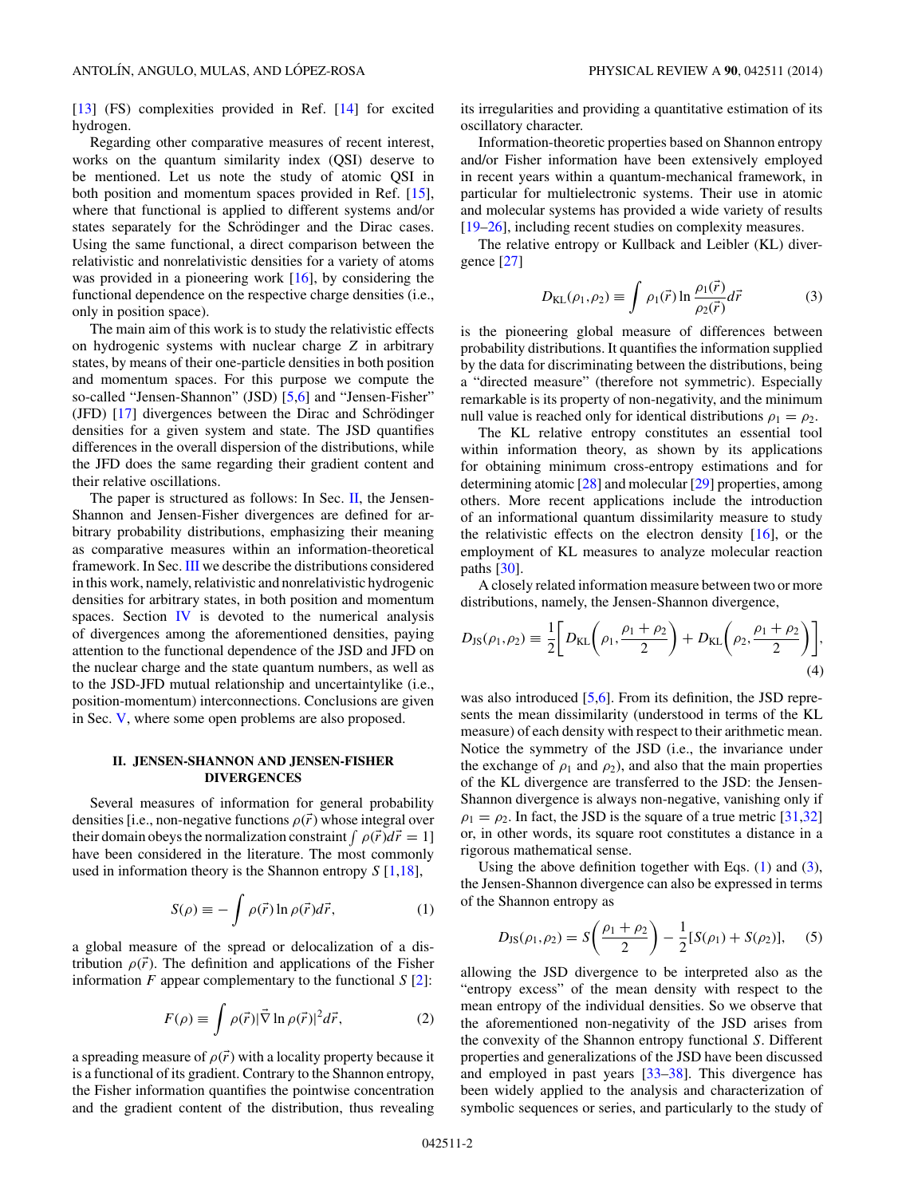[13] (FS) complexities provided in Ref. [14] for excited hydrogen.

Regarding other comparative measures of recent interest, works on the quantum similarity index (QSI) deserve to be mentioned. Let us note the study of atomic QSI in both position and momentum spaces provided in Ref. [15], where that functional is applied to different systems and/or states separately for the Schrödinger and the Dirac cases. Using the same functional, a direct comparison between the relativistic and nonrelativistic densities for a variety of atoms was provided in a pioneering work [16], by considering the functional dependence on the respective charge densities (i.e., only in position space).

The main aim of this work is to study the relativistic effects on hydrogenic systems with nuclear charge $Z$ in arbitrary states, by means of their one-particle densities in both position and momentum spaces. For this purpose we compute the so-called "Jensen-Shannon" (JSD) [5,6] and "Jensen-Fisher" (JFD) [17] divergences between the Dirac and Schrödinger densities for a given system and state. The JSD quantifies differences in the overall dispersion of the distributions, while the JFD does the same regarding their gradient content and their relative oscillations.

The paper is structured as follows: In Sec. II, the Jensen-Shannon and Jensen-Fisher divergences are defined for arbitrary probability distributions, emphasizing their meaning as comparative measures within an information-theoretical framework. In Sec. III we describe the distributions considered in this work, namely, relativistic and nonrelativistic hydrogenic densities for arbitrary states, in both position and momentum spaces. Section IV is devoted to the numerical analysis of divergences among the aforementioned densities, paying attention to the functional dependence of the JSD and JFD on the nuclear charge and the state quantum numbers, as well as to the JSD-JFD mutual relationship and uncertaintylike (i.e., position-momentum) interconnections. Conclusions are given in Sec. V, where some open problems are also proposed.

## II. JENSEN-SHANNON AND JENSEN-FISHER DIVERGENCES

Several measures of information for general probability densities [i.e., non-negative functions $\rho(\vec{r})$ whose integral over their domain obeys the normalization constraint $\int \rho(\vec{r})d\vec{r} = 1$] have been considered in the literature. The most commonly used in information theory is the Shannon entropy $S$ [1,18],

$$S(\rho) \equiv -\int \rho(\vec{r}) \ln \rho(\vec{r}) d\vec{r}, \tag{1}$$

a global measure of the spread or delocalization of a distribution $\rho(\vec{r})$. The definition and applications of the Fisher information $F$ appear complementary to the functional $S$ [2]:

$$F(\rho) \equiv \int \rho(\vec{r}) |\vec{\nabla} \ln \rho(\vec{r})|^2 d\vec{r}, \tag{2}$$

a spreading measure of $\rho(\vec{r})$ with a locality property because it is a functional of its gradient. Contrary to the Shannon entropy, the Fisher information quantifies the pointwise concentration and the gradient content of the distribution, thus revealing its irregularities and providing a quantitative estimation of its oscillatory character.

Information-theoretic properties based on Shannon entropy and/or Fisher information have been extensively employed in recent years within a quantum-mechanical framework, in particular for multielectronic systems. Their use in atomic and molecular systems has provided a wide variety of results [19–26], including recent studies on complexity measures.

The relative entropy or Kullback and Leibler (KL) divergence [27]

$$D_{\mathrm{KL}}(\rho_1,\rho_2) \equiv \int \rho_1(\vec{r}) \ln \frac{\rho_1(\vec{r})}{\rho_2(\vec{r})} d\vec{r} \tag{3}$$

is the pioneering global measure of differences between probability distributions. It quantifies the information supplied by the data for discriminating between the distributions, being a "directed measure" (therefore not symmetric). Especially remarkable is its property of non-negativity, and the minimum null value is reached only for identical distributions $\rho_1 = \rho_2$.

The KL relative entropy constitutes an essential tool within information theory, as shown by its applications for obtaining minimum cross-entropy estimations and for determining atomic [28] and molecular [29] properties, among others. More recent applications include the introduction of an informational quantum dissimilarity measure to study the relativistic effects on the electron density [16], or the employment of KL measures to analyze molecular reaction paths [30].

A closely related information measure between two or more distributions, namely, the Jensen-Shannon divergence,

$$D_{\mathrm{JS}}(\rho_1,\rho_2) \equiv \frac{1}{2}\left[ D_{\mathrm{KL}}\left(\rho_1, \frac{\rho_1+\rho_2}{2}\right) + D_{\mathrm{KL}}\left(\rho_2, \frac{\rho_1+\rho_2}{2}\right)\right], \tag{4}$$

was also introduced [5,6]. From its definition, the JSD represents the mean dissimilarity (understood in terms of the KL measure) of each density with respect to their arithmetic mean. Notice the symmetry of the JSD (i.e., the invariance under the exchange of $\rho_1$ and $\rho_2$), and also that the main properties of the KL divergence are transferred to the JSD: the Jensen-Shannon divergence is always non-negative, vanishing only if $\rho_1 = \rho_2$. In fact, the JSD is the square of a true metric [31,32] or, in other words, its square root constitutes a distance in a rigorous mathematical sense.

Using the above definition together with Eqs. (1) and (3), the Jensen-Shannon divergence can also be expressed in terms of the Shannon entropy as

$$D_{\mathrm{JS}}(\rho_1,\rho_2) = S\left(\frac{\rho_1+\rho_2}{2}\right) - \frac{1}{2}[S(\rho_1) + S(\rho_2)], \tag{5}$$

allowing the JSD divergence to be interpreted also as the "entropy excess" of the mean density with respect to the mean entropy of the individual densities. So we observe that the aforementioned non-negativity of the JSD arises from the convexity of the Shannon entropy functional $S$. Different properties and generalizations of the JSD have been discussed and employed in past years [33–38]. This divergence has been widely applied to the analysis and characterization of symbolic sequences or series, and particularly to the study of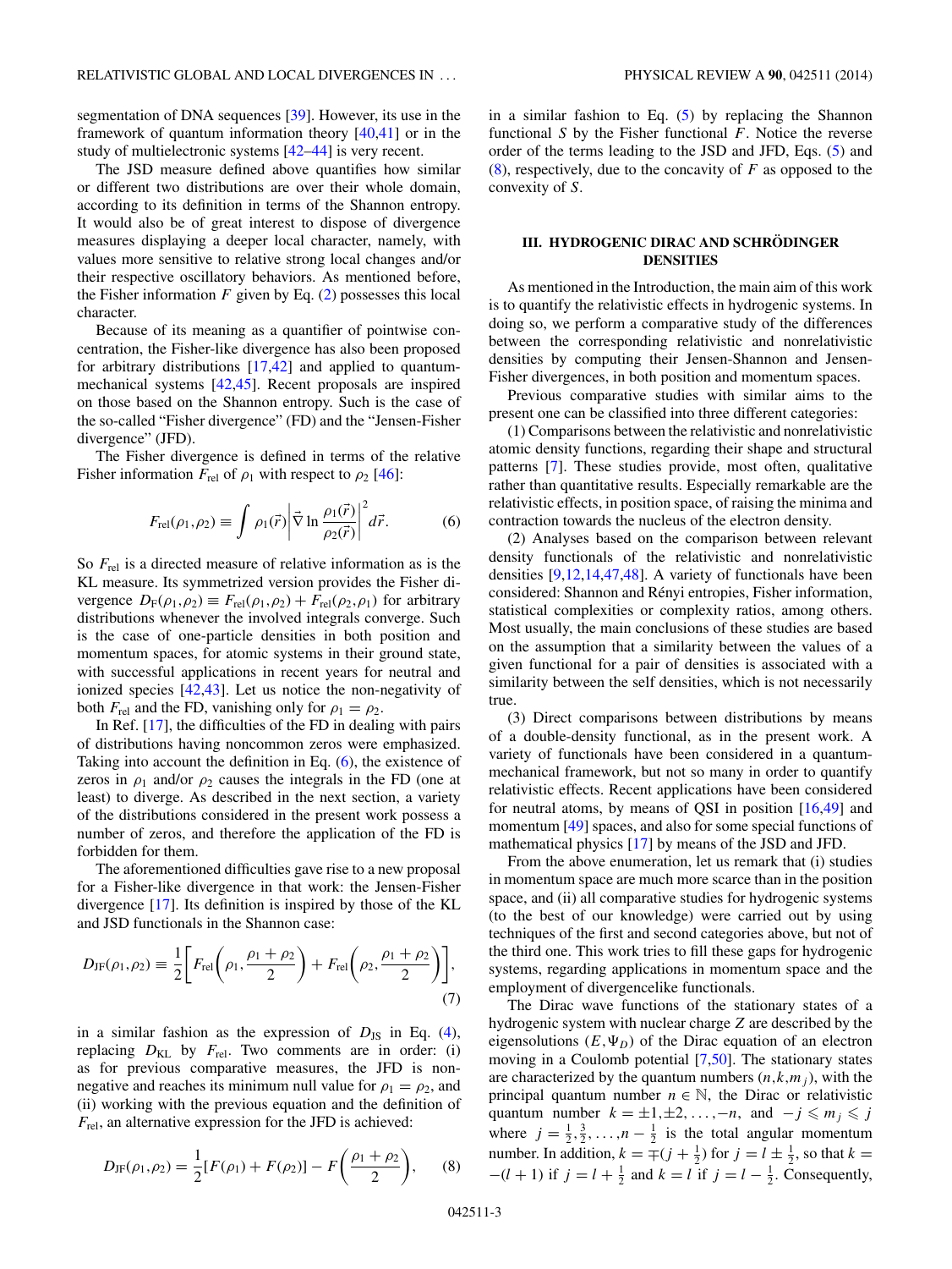segmentation of DNA sequences [39]. However, its use in the framework of quantum information theory [40,41] or in the study of multielectronic systems [42–44] is very recent.

The JSD measure defined above quantifies how similar or different two distributions are over their whole domain, according to its definition in terms of the Shannon entropy. It would also be of great interest to dispose of divergence measures displaying a deeper local character, namely, with values more sensitive to relative strong local changes and/or their respective oscillatory behaviors. As mentioned before, the Fisher information $F$ given by Eq. (2) possesses this local character.

Because of its meaning as a quantifier of pointwise concentration, the Fisher-like divergence has also been proposed for arbitrary distributions [17,42] and applied to quantum-mechanical systems [42,45]. Recent proposals are inspired on those based on the Shannon entropy. Such is the case of the so-called "Fisher divergence" (FD) and the "Jensen-Fisher divergence" (JFD).

The Fisher divergence is defined in terms of the relative Fisher information $F_{\rm rel}$ of $\rho_1$ with respect to $\rho_2$ [46]:

$$F_{\rm rel}(\rho_1,\rho_2) \equiv \int \rho_1(\vec{r}) \left| \vec{\nabla} \ln \frac{\rho_1(\vec{r})}{\rho_2(\vec{r})} \right|^2 d\vec{r}. \quad (6)$$

So $F_{\rm rel}$ is a directed measure of relative information as is the KL measure. Its symmetrized version provides the Fisher divergence $D_{\rm F}(\rho_1,\rho_2) \equiv F_{\rm rel}(\rho_1,\rho_2) + F_{\rm rel}(\rho_2,\rho_1)$ for arbitrary distributions whenever the involved integrals converge. Such is the case of one-particle densities in both position and momentum spaces, for atomic systems in their ground state, with successful applications in recent years for neutral and ionized species [42,43]. Let us notice the non-negativity of both $F_{\rm rel}$ and the FD, vanishing only for $\rho_1 = \rho_2$.

In Ref. [17], the difficulties of the FD in dealing with pairs of distributions having noncommon zeros were emphasized. Taking into account the definition in Eq. (6), the existence of zeros in $\rho_1$ and/or $\rho_2$ causes the integrals in the FD (one at least) to diverge. As described in the next section, a variety of the distributions considered in the present work possess a number of zeros, and therefore the application of the FD is forbidden for them.

The aforementioned difficulties gave rise to a new proposal for a Fisher-like divergence in that work: the Jensen-Fisher divergence [17]. Its definition is inspired by those of the KL and JSD functionals in the Shannon case:

$$D_{\rm JF}(\rho_1,\rho_2) \equiv \frac{1}{2}\left[ F_{\rm rel}\left(\rho_1, \frac{\rho_1+\rho_2}{2}\right) + F_{\rm rel}\left(\rho_2, \frac{\rho_1+\rho_2}{2}\right)\right], \quad (7)$$

in a similar fashion as the expression of $D_{\rm JS}$ in Eq. (4), replacing $D_{\rm KL}$ by $F_{\rm rel}$. Two comments are in order: (i) as for previous comparative measures, the JFD is non-negative and reaches its minimum null value for $\rho_1 = \rho_2$, and (ii) working with the previous equation and the definition of $F_{\rm rel}$, an alternative expression for the JFD is achieved:

$$D_{\rm JF}(\rho_1,\rho_2) = \frac{1}{2}[F(\rho_1) + F(\rho_2)] - F\left(\frac{\rho_1+\rho_2}{2}\right), \quad (8)$$

in a similar fashion to Eq. (5) by replacing the Shannon functional $S$ by the Fisher functional $F$. Notice the reverse order of the terms leading to the JSD and JFD, Eqs. (5) and (8), respectively, due to the concavity of $F$ as opposed to the convexity of $S$.

## III. HYDROGENIC DIRAC AND SCHRÖDINGER DENSITIES

As mentioned in the Introduction, the main aim of this work is to quantify the relativistic effects in hydrogenic systems. In doing so, we perform a comparative study of the differences between the corresponding relativistic and nonrelativistic densities by computing their Jensen-Shannon and Jensen-Fisher divergences, in both position and momentum spaces.

Previous comparative studies with similar aims to the present one can be classified into three different categories:

(1) Comparisons between the relativistic and nonrelativistic atomic density functions, regarding their shape and structural patterns [7]. These studies provide, most often, qualitative rather than quantitative results. Especially remarkable are the relativistic effects, in position space, of raising the minima and contraction towards the nucleus of the electron density.

(2) Analyses based on the comparison between relevant density functionals of the relativistic and nonrelativistic densities [9,12,14,47,48]. A variety of functionals have been considered: Shannon and Rényi entropies, Fisher information, statistical complexities or complexity ratios, among others. Most usually, the main conclusions of these studies are based on the assumption that a similarity between the values of a given functional for a pair of densities is associated with a similarity between the self densities, which is not necessarily true.

(3) Direct comparisons between distributions by means of a double-density functional, as in the present work. A variety of functionals have been considered in a quantum-mechanical framework, but not so many in order to quantify relativistic effects. Recent applications have been considered for neutral atoms, by means of QSI in position [16,49] and momentum [49] spaces, and also for some special functions of mathematical physics [17] by means of the JSD and JFD.

From the above enumeration, let us remark that (i) studies in momentum space are much more scarce than in the position space, and (ii) all comparative studies for hydrogenic systems (to the best of our knowledge) were carried out by using techniques of the first and second categories above, but not of the third one. This work tries to fill these gaps for hydrogenic systems, regarding applications in momentum space and the employment of divergencelike functionals.

The Dirac wave functions of the stationary states of a hydrogenic system with nuclear charge $Z$ are described by the eigensolutions $(E,\Psi_D)$ of the Dirac equation of an electron moving in a Coulomb potential [7,50]. The stationary states are characterized by the quantum numbers $(n,k,m_j)$, with the principal quantum number $n \in \mathbb{N}$, the Dirac or relativistic quantum number $k = \pm 1, \pm 2, \ldots, -n$, and $-j \leqslant m_j \leqslant j$ where $j = \frac{1}{2}, \frac{3}{2}, \ldots, n - \frac{1}{2}$ is the total angular momentum number. In addition, $k = \mp(j + \frac{1}{2})$ for $j = l \pm \frac{1}{2}$, so that $k = -(l+1)$ if $j = l + \frac{1}{2}$ and $k = l$ if $j = l - \frac{1}{2}$. Consequently,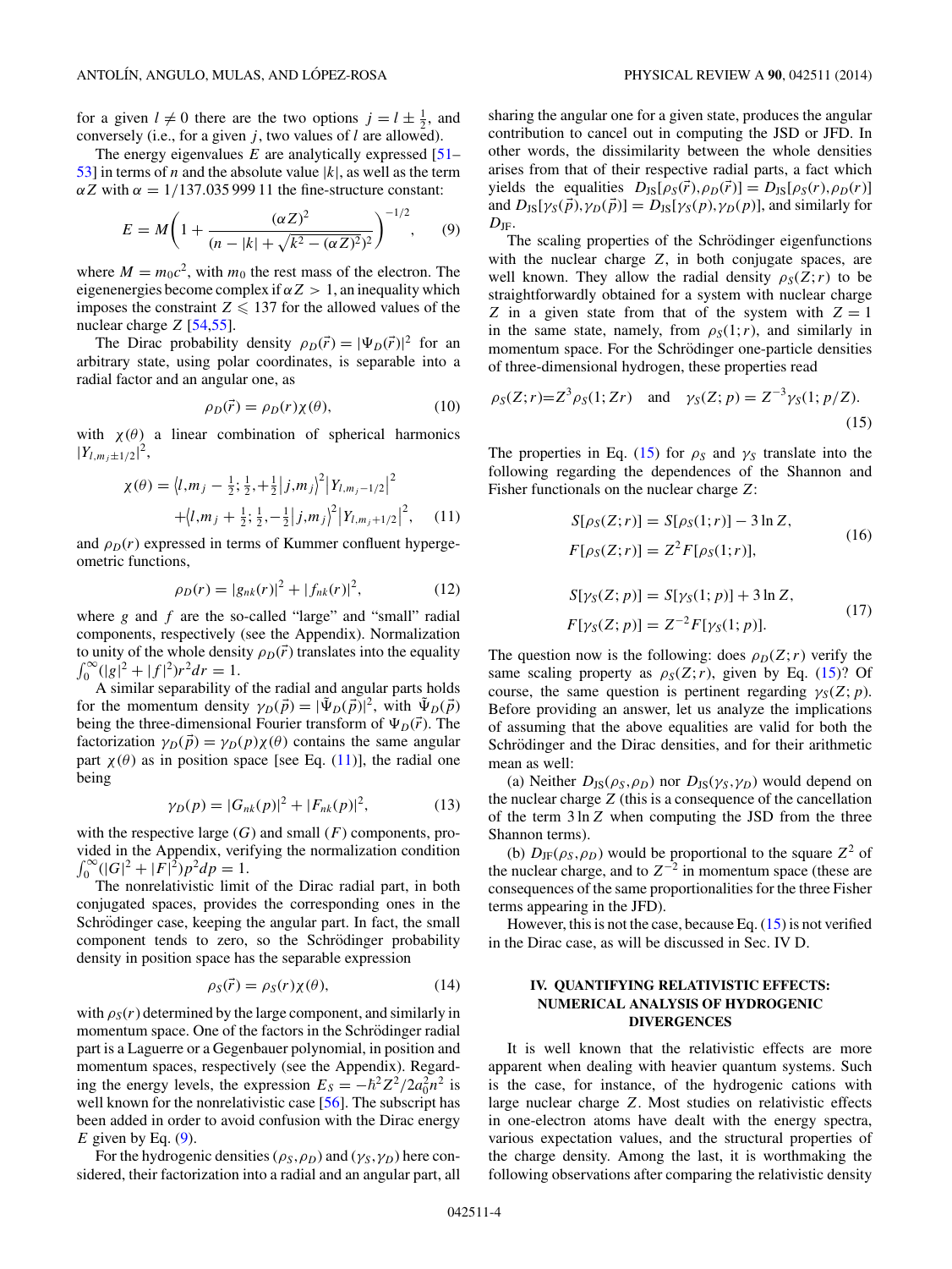for a given $l \neq 0$ there are the two options $j = l \pm \frac{1}{2}$, and conversely (i.e., for a given $j$, two values of $l$ are allowed).

The energy eigenvalues $E$ are analytically expressed [51–53] in terms of $n$ and the absolute value $|k|$, as well as the term $\alpha Z$ with $\alpha = 1/137.035\,999\,11$ the fine-structure constant:

$$E = M\left(1 + \frac{(\alpha Z)^2}{(n - |k| + \sqrt{k^2 - (\alpha Z)^2})^2}\right)^{-1/2}, \qquad (9)$$

where $M = m_0 c^2$, with $m_0$ the rest mass of the electron. The eigenenergies become complex if $\alpha Z > 1$, an inequality which imposes the constraint $Z \leqslant 137$ for the allowed values of the nuclear charge $Z$ [54,55].

The Dirac probability density $\rho_D(\vec{r}) = |\Psi_D(\vec{r})|^2$ for an arbitrary state, using polar coordinates, is separable into a radial factor and an angular one, as

$$\rho_D(\vec{r}) = \rho_D(r)\chi(\theta), \qquad (10)$$

with $\chi(\theta)$ a linear combination of spherical harmonics $|Y_{l,m_j \pm 1/2}|^2$,

$$\chi(\theta) = \langle l, m_j - \tfrac{1}{2}; \tfrac{1}{2}, +\tfrac{1}{2} | j, m_j \rangle^2 |Y_{l,m_j-1/2}|^2 + \langle l, m_j + \tfrac{1}{2}; \tfrac{1}{2}, -\tfrac{1}{2} | j, m_j \rangle^2 |Y_{l,m_j+1/2}|^2, \qquad (11)$$

and $\rho_D(r)$ expressed in terms of Kummer confluent hypergeometric functions,

$$\rho_D(r) = |g_{nk}(r)|^2 + |f_{nk}(r)|^2, \qquad (12)$$

where $g$ and $f$ are the so-called "large" and "small" radial components, respectively (see the Appendix). Normalization to unity of the whole density $\rho_D(\vec{r})$ translates into the equality $\int_0^\infty (|g|^2 + |f|^2) r^2 dr = 1$.

A similar separability of the radial and angular parts holds for the momentum density $\gamma_D(\vec{p}) = |\tilde{\Psi}_D(\vec{p})|^2$, with $\tilde{\Psi}_D(\vec{p})$ being the three-dimensional Fourier transform of $\Psi_D(\vec{r})$. The factorization $\gamma_D(\vec{p}) = \gamma_D(p)\chi(\theta)$ contains the same angular part $\chi(\theta)$ as in position space [see Eq. (11)], the radial one being

$$\gamma_D(p) = |G_{nk}(p)|^2 + |F_{nk}(p)|^2, \qquad (13)$$

with the respective large ($G$) and small ($F$) components, provided in the Appendix, verifying the normalization condition $\int_0^\infty (|G|^2 + |F|^2) p^2 dp = 1$.

The nonrelativistic limit of the Dirac radial part, in both conjugated spaces, provides the corresponding ones in the Schrödinger case, keeping the angular part. In fact, the small component tends to zero, so the Schrödinger probability density in position space has the separable expression

$$\rho_S(\vec{r}) = \rho_S(r)\chi(\theta), \qquad (14)$$

with $\rho_S(r)$ determined by the large component, and similarly in momentum space. One of the factors in the Schrödinger radial part is a Laguerre or a Gegenbauer polynomial, in position and momentum spaces, respectively (see the Appendix). Regarding the energy levels, the expression $E_S = -\hbar^2 Z^2 / 2a_0^2 n^2$ is well known for the nonrelativistic case [56]. The subscript has been added in order to avoid confusion with the Dirac energy $E$ given by Eq. (9).

For the hydrogenic densities $(\rho_S, \rho_D)$ and $(\gamma_S, \gamma_D)$ here considered, their factorization into a radial and an angular part, all sharing the angular one for a given state, produces the angular contribution to cancel out in computing the JSD or JFD. In other words, the dissimilarity between the whole densities arises from that of their respective radial parts, a fact which yields the equalities $D_{\mathrm{JS}}[\rho_S(\vec{r}), \rho_D(\vec{r})] = D_{\mathrm{JS}}[\rho_S(r), \rho_D(r)]$ and $D_{\mathrm{JS}}[\gamma_S(\vec{p}), \gamma_D(\vec{p})] = D_{\mathrm{JS}}[\gamma_S(p), \gamma_D(p)]$, and similarly for $D_{\mathrm{JF}}$.

The scaling properties of the Schrödinger eigenfunctions with the nuclear charge $Z$, in both conjugate spaces, are well known. They allow the radial density $\rho_S(Z; r)$ to be straightforwardly obtained for a system with nuclear charge $Z$ in a given state from that of their system with $Z = 1$ in the same state, namely, from $\rho_S(1; r)$, and similarly in momentum space. For the Schrödinger one-particle densities of three-dimensional hydrogen, these properties read

$$\rho_S(Z; r) = Z^3 \rho_S(1; Zr) \quad \text{and} \quad \gamma_S(Z; p) = Z^{-3} \gamma_S(1; p/Z). \qquad (15)$$

The properties in Eq. (15) for $\rho_S$ and $\gamma_S$ translate into the following regarding the dependences of the Shannon and Fisher functionals on the nuclear charge $Z$:

$$S[\rho_S(Z; r)] = S[\rho_S(1; r)] - 3 \ln Z,$$
$$F[\rho_S(Z; r)] = Z^2 F[\rho_S(1; r)], \qquad (16)$$

$$S[\gamma_S(Z; p)] = S[\gamma_S(1; p)] + 3 \ln Z,$$
$$F[\gamma_S(Z; p)] = Z^{-2} F[\gamma_S(1; p)]. \qquad (17)$$

The question now is the following: does $\rho_D(Z; r)$ verify the same scaling property as $\rho_S(Z; r)$, given by Eq. (15)? Of course, the same question is pertinent regarding $\gamma_S(Z; p)$. Before providing an answer, let us analyze the implications of assuming that the above equalities are valid for both the Schrödinger and the Dirac densities, and for their arithmetic mean as well:

(a) Neither $D_{\mathrm{JS}}(\rho_S, \rho_D)$ nor $D_{\mathrm{JS}}(\gamma_S, \gamma_D)$ would depend on the nuclear charge $Z$ (this is a consequence of the cancellation of the term $3 \ln Z$ when computing the JSD from the three Shannon terms).

(b) $D_{\mathrm{JF}}(\rho_S, \rho_D)$ would be proportional to the square $Z^2$ of the nuclear charge, and to $Z^{-2}$ in momentum space (these are consequences of the same proportionalities for the three Fisher terms appearing in the JFD).

However, this is not the case, because Eq. (15) is not verified in the Dirac case, as will be discussed in Sec. IV D.

## IV. QUANTIFYING RELATIVISTIC EFFECTS: NUMERICAL ANALYSIS OF HYDROGENIC DIVERGENCES

It is well known that the relativistic effects are more apparent when dealing with heavier quantum systems. Such is the case, for instance, of the hydrogenic cations with large nuclear charge $Z$. Most studies on relativistic effects in one-electron atoms have dealt with the energy spectra, various expectation values, and the structural properties of the charge density. Among the last, it is worthmaking the following observations after comparing the relativistic density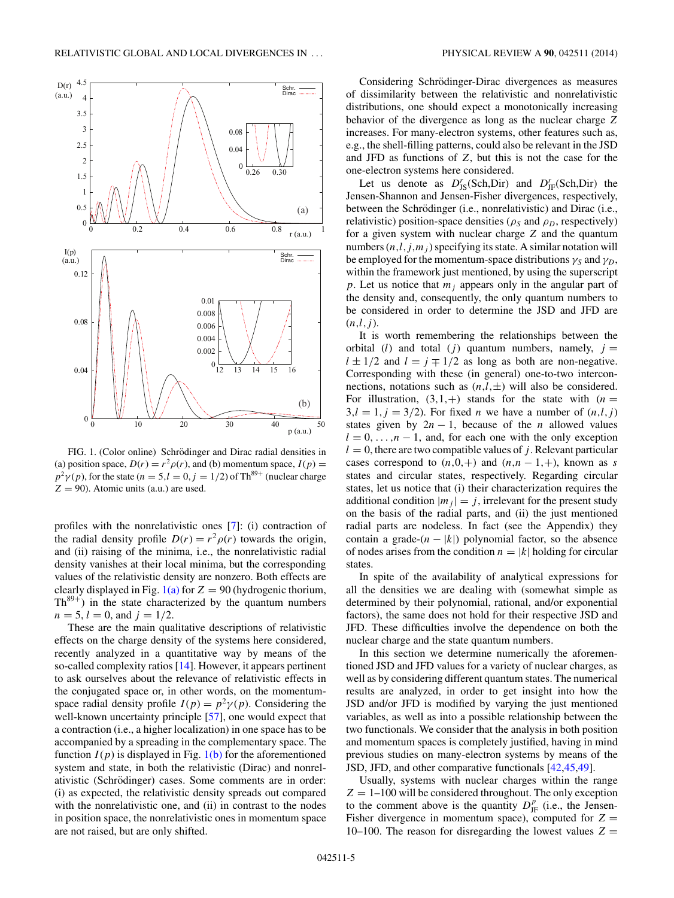FIG. 1. (Color online) Schrödinger and Dirac radial densities in (a) position space, $D(r) = r^2\rho(r)$, and (b) momentum space, $I(p) = p^2\gamma(p)$, for the state ($n = 5, l = 0, j = 1/2$) of $Th^{89+}$ (nuclear charge $Z = 90$). Atomic units (a.u.) are used.

profiles with the nonrelativistic ones [7]: (i) contraction of the radial density profile $D(r) = r^2\rho(r)$ towards the origin, and (ii) raising of the minima, i.e., the nonrelativistic radial density vanishes at their local minima, but the corresponding values of the relativistic density are nonzero. Both effects are clearly displayed in Fig. 1(a) for $Z = 90$ (hydrogenic thorium, $Th^{89+}$) in the state characterized by the quantum numbers $n = 5$, $l = 0$, and $j = 1/2$.

These are the main qualitative descriptions of relativistic effects on the charge density of the systems here considered, recently analyzed in a quantitative way by means of the so-called complexity ratios [14]. However, it appears pertinent to ask ourselves about the relevance of relativistic effects in the conjugated space or, in other words, on the momentum-space radial density profile $I(p) = p^2\gamma(p)$. Considering the well-known uncertainty principle [57], one would expect that a contraction (i.e., a higher localization) in one space has to be accompanied by a spreading in the complementary space. The function $I(p)$ is displayed in Fig. 1(b) for the aforementioned system and state, in both the relativistic (Dirac) and nonrelativistic (Schrödinger) cases. Some comments are in order: (i) as expected, the relativistic density spreads out compared with the nonrelativistic one, and (ii) in contrast to the nodes in position space, the nonrelativistic ones in momentum space are not raised, but are only shifted.

Considering Schrödinger-Dirac divergences as measures of dissimilarity between the relativistic and nonrelativistic distributions, one should expect a monotonically increasing behavior of the divergence as long as the nuclear charge $Z$ increases. For many-electron systems, other features such as, e.g., the shell-filling patterns, could also be relevant in the JSD and JFD as functions of $Z$, but this is not the case for the one-electron systems here considered.

Let us denote as $D^r_{\rm JS}$(Sch,Dir) and $D^r_{\rm JF}$(Sch,Dir) the Jensen-Shannon and Jensen-Fisher divergences, respectively, between the Schrödinger (i.e., nonrelativistic) and Dirac (i.e., relativistic) position-space densities ($\rho_S$ and $\rho_D$, respectively) for a given system with nuclear charge $Z$ and the quantum numbers $(n,l,j,m_j)$ specifying its state. A similar notation will be employed for the momentum-space distributions $\gamma_S$ and $\gamma_D$, within the framework just mentioned, by using the superscript $p$. Let us notice that $m_j$ appears only in the angular part of the density and, consequently, the only quantum numbers to be considered in order to determine the JSD and JFD are $(n,l,j)$.

It is worth remembering the relationships between the orbital ($l$) and total ($j$) quantum numbers, namely, $j = l \pm 1/2$ and $l = j \mp 1/2$ as long as both are non-negative. Corresponding with these (in general) one-to-two interconnections, notations such as $(n,l,\pm)$ will also be considered. For illustration, $(3,1,+)$ stands for the state with ($n = 3, l = 1, j = 3/2$). For fixed $n$ we have a number of $(n,l,j)$ states given by $2n - 1$, because of the $n$ allowed values $l = 0,\ldots,n - 1$, and, for each one with the only exception $l = 0$, there are two compatible values of $j$. Relevant particular cases correspond to $(n,0,+)$ and $(n,n - 1,+)$, known as $s$ states and circular states, respectively. Regarding circular states, let us notice that (i) their characterization requires the additional condition $|m_j| = j$, irrelevant for the present study on the basis of the radial parts, and (ii) the just mentioned radial parts are nodeless. In fact (see the Appendix) they contain a grade-$(n - |k|)$ polynomial factor, so the absence of nodes arises from the condition $n = |k|$ holding for circular states.

In spite of the availability of analytical expressions for all the densities we are dealing with (somewhat simple as determined by their polynomial, rational, and/or exponential factors), the same does not hold for their respective JSD and JFD. These difficulties involve the dependence on both the nuclear charge and the state quantum numbers.

In this section we determine numerically the aforementioned JSD and JFD values for a variety of nuclear charges, as well as by considering different quantum states. The numerical results are analyzed, in order to get insight into how the JSD and/or JFD is modified by varying the just mentioned variables, as well as into a possible relationship between the two functionals. We consider that the analysis in both position and momentum spaces is completely justified, having in mind previous studies on many-electron systems by means of the JSD, JFD, and other comparative functionals [42,45,49].

Usually, systems with nuclear charges within the range $Z = 1$–$100$ will be considered throughout. The only exception to the comment above is the quantity $D^p_{\rm JF}$ (i.e., the Jensen-Fisher divergence in momentum space), computed for $Z = 10$–$100$. The reason for disregarding the lowest values $Z =$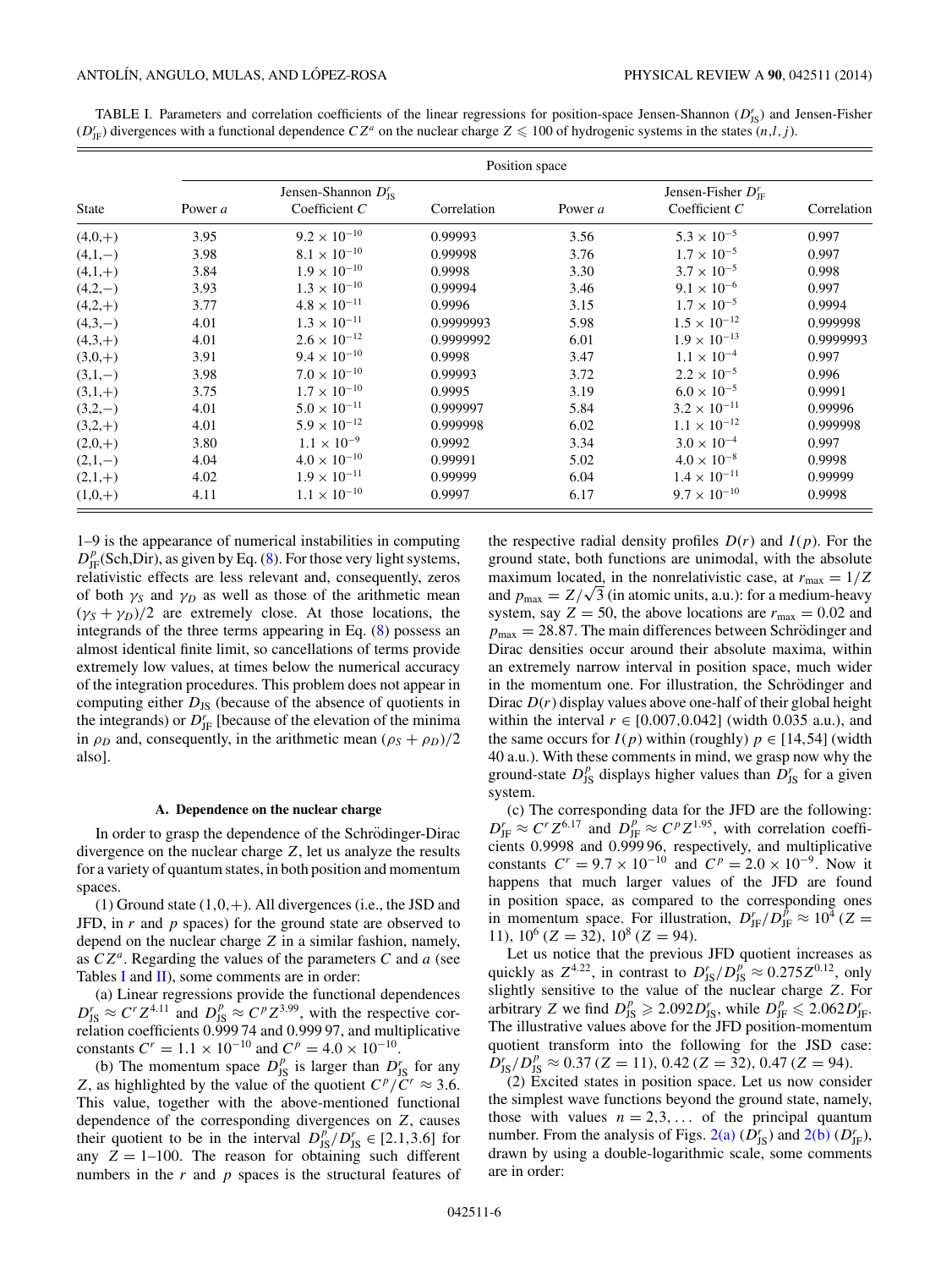TABLE I. Parameters and correlation coefficients of the linear regressions for position-space Jensen-Shannon ($D^r_{\rm JS}$) and Jensen-Fisher ($D^r_{\rm JF}$) divergences with a functional dependence $CZ^a$ on the nuclear charge $Z \leqslant 100$ of hydrogenic systems in the states $(n,l,j)$.

| | Position space | | | | | |
|---|---|---|---|---|---|---|
| | Jensen-Shannon $D^r_{\rm JS}$ | | | Jensen-Fisher $D^r_{\rm JF}$ | | |
| State | Power $a$ | Coefficient $C$ | Correlation | Power $a$ | Coefficient $C$ | Correlation |
| (4,0,+) | 3.95 | $9.2 \times 10^{-10}$ | 0.99993 | 3.56 | $5.3 \times 10^{-5}$ | 0.997 |
| (4,1,−) | 3.98 | $8.1 \times 10^{-10}$ | 0.99998 | 3.76 | $1.7 \times 10^{-5}$ | 0.997 |
| (4,1,+) | 3.84 | $1.9 \times 10^{-10}$ | 0.9998 | 3.30 | $3.7 \times 10^{-5}$ | 0.998 |
| (4,2,−) | 3.93 | $1.3 \times 10^{-10}$ | 0.99994 | 3.46 | $9.1 \times 10^{-6}$ | 0.997 |
| (4,2,+) | 3.77 | $4.8 \times 10^{-11}$ | 0.9996 | 3.15 | $1.7 \times 10^{-5}$ | 0.9994 |
| (4,3,−) | 4.01 | $1.3 \times 10^{-11}$ | 0.9999993 | 5.98 | $1.5 \times 10^{-12}$ | 0.999998 |
| (4,3,+) | 4.01 | $2.6 \times 10^{-12}$ | 0.9999992 | 6.01 | $1.9 \times 10^{-13}$ | 0.9999993 |
| (3,0,+) | 3.91 | $9.4 \times 10^{-10}$ | 0.9998 | 3.47 | $1.1 \times 10^{-4}$ | 0.997 |
| (3,1,−) | 3.98 | $7.0 \times 10^{-10}$ | 0.99993 | 3.72 | $2.2 \times 10^{-5}$ | 0.996 |
| (3,1,+) | 3.75 | $1.7 \times 10^{-10}$ | 0.9995 | 3.19 | $6.0 \times 10^{-5}$ | 0.9991 |
| (3,2,−) | 4.01 | $5.0 \times 10^{-11}$ | 0.999997 | 5.84 | $3.2 \times 10^{-11}$ | 0.99996 |
| (3,2,+) | 4.01 | $5.9 \times 10^{-12}$ | 0.999998 | 6.02 | $1.1 \times 10^{-12}$ | 0.999998 |
| (2,0,+) | 3.80 | $1.1 \times 10^{-9}$ | 0.9992 | 3.34 | $3.0 \times 10^{-4}$ | 0.997 |
| (2,1,−) | 4.04 | $4.0 \times 10^{-10}$ | 0.99991 | 5.02 | $4.0 \times 10^{-8}$ | 0.9998 |
| (2,1,+) | 4.02 | $1.9 \times 10^{-11}$ | 0.99999 | 6.04 | $1.4 \times 10^{-11}$ | 0.99999 |
| (1,0,+) | 4.11 | $1.1 \times 10^{-10}$ | 0.9997 | 6.17 | $9.7 \times 10^{-10}$ | 0.9998 |

1–9 is the appearance of numerical instabilities in computing $D^p_{\rm JF}$(Sch,Dir), as given by Eq. (8). For those very light systems, relativistic effects are less relevant and, consequently, zeros of both $\gamma_S$ and $\gamma_D$ as well as those of the arithmetic mean $(\gamma_S+\gamma_D)/2$ are extremely close. At those locations, the integrands of the three terms appearing in Eq. (8) possess an almost identical finite limit, so cancellations of terms provide extremely low values, at times below the numerical accuracy of the integration procedures. This problem does not appear in computing either $D_{\rm JS}$ (because of the absence of quotients in the integrands) or $D^r_{\rm JF}$ [because of the elevation of the minima in $\rho_D$ and, consequently, in the arithmetic mean $(\rho_S+\rho_D)/2$ also].

### A. Dependence on the nuclear charge

In order to grasp the dependence of the Schrödinger-Dirac divergence on the nuclear charge $Z$, let us analyze the results for a variety of quantum states, in both position and momentum spaces.

(1) Ground state $(1,0,+)$. All divergences (i.e., the JSD and JFD, in $r$ and $p$ spaces) for the ground state are observed to depend on the nuclear charge $Z$ in a similar fashion, namely, as $CZ^a$. Regarding the values of the parameters $C$ and $a$ (see Tables I and II), some comments are in order:

(a) Linear regressions provide the functional dependences $D^r_{\rm JS} \approx C^r Z^{4.11}$ and $D^p_{\rm JS} \approx C^p Z^{3.99}$, with the respective correlation coefficients 0.999 74 and 0.999 97, and multiplicative constants $C^r = 1.1 \times 10^{-10}$ and $C^p = 4.0 \times 10^{-10}$.

(b) The momentum space $D^p_{\rm JS}$ is larger than $D^r_{\rm JS}$ for any $Z$, as highlighted by the value of the quotient $C^p/C^r \approx 3.6$. This value, together with the above-mentioned functional dependence of the corresponding divergences on $Z$, causes their quotient to be in the interval $D^p_{\rm JS}/D^r_{\rm JS} \in [2.1,3.6]$ for any $Z = 1$–100. The reason for obtaining such different numbers in the $r$ and $p$ spaces is the structural features of the respective radial density profiles $D(r)$ and $I(p)$. For the ground state, both functions are unimodal, with the absolute maximum located, in the nonrelativistic case, at $r_{\max} = 1/Z$ and $p_{\max} = Z/\sqrt{3}$ (in atomic units, a.u.): for a medium-heavy system, say $Z = 50$, the above locations are $r_{\max} = 0.02$ and $p_{\max} = 28.87$. The main differences between Schrödinger and Dirac densities occur around their absolute maxima, within an extremely narrow interval in position space, much wider in the momentum one. For illustration, the Schrödinger and Dirac $D(r)$ display values above one-half of their global height within the interval $r \in [0.007,0.042]$ (width 0.035 a.u.), and the same occurs for $I(p)$ within (roughly) $p \in [14,54]$ (width 40 a.u.). With these comments in mind, we grasp now why the ground-state $D^p_{\rm JS}$ displays higher values than $D^r_{\rm JS}$ for a given system.

(c) The corresponding data for the JFD are the following: $D^r_{\rm JF} \approx C^r Z^{6.17}$ and $D^p_{\rm JF} \approx C^p Z^{1.95}$, with correlation coefficients 0.9998 and 0.999 96, respectively, and multiplicative constants $C^r = 9.7 \times 10^{-10}$ and $C^p = 2.0 \times 10^{-9}$. Now it happens that much larger values of the JFD are found in position space, as compared to the corresponding ones in momentum space. For illustration, $D^r_{\rm JF}/D^p_{\rm JF} \approx 10^4$ ($Z = 11$), $10^6$ ($Z = 32$), $10^8$ ($Z = 94$).

Let us notice that the previous JFD quotient increases as quickly as $Z^{4.22}$, in contrast to $D^r_{\rm JS}/D^p_{\rm JS} \approx 0.275 Z^{0.12}$, only slightly sensitive to the value of the nuclear charge $Z$. For arbitrary $Z$ we find $D^p_{\rm JS} \geqslant 2.092 D^r_{\rm JS}$, while $D^p_{\rm JF} \leqslant 2.062 D^r_{\rm JF}$. The illustrative values above for the JFD position-momentum quotient transform into the following for the JSD case: $D^r_{\rm JS}/D^p_{\rm JS} \approx 0.37$ ($Z = 11$), 0.42 ($Z = 32$), 0.47 ($Z = 94$).

(2) Excited states in position space. Let us now consider the simplest wave functions beyond the ground state, namely, those with values $n = 2,3,\ldots$ of the principal quantum number. From the analysis of Figs. 2(a) ($D^r_{\rm JS}$) and 2(b) ($D^r_{\rm JF}$), drawn by using a double-logarithmic scale, some comments are in order: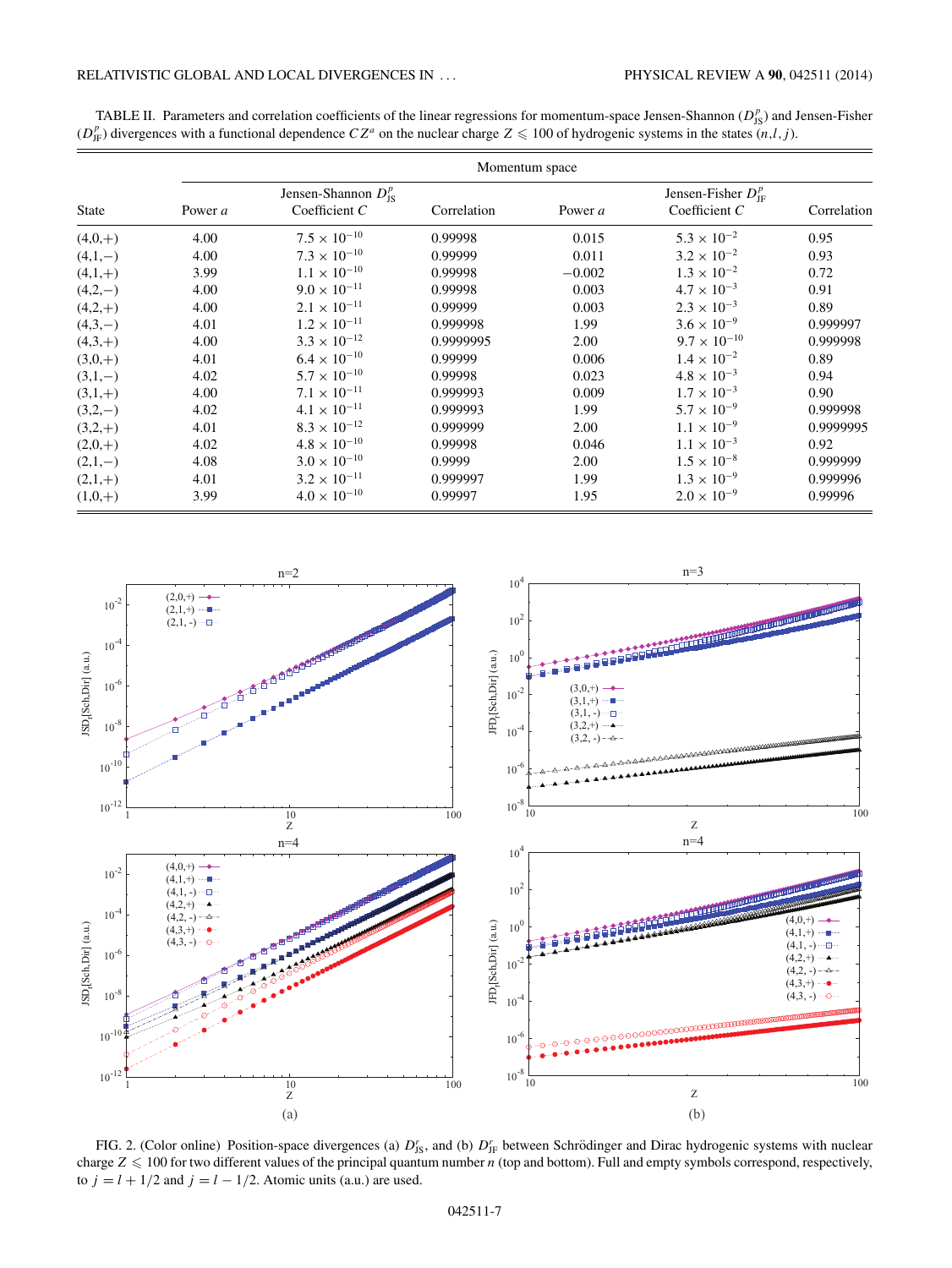TABLE II. Parameters and correlation coefficients of the linear regressions for momentum-space Jensen-Shannon ($D^p_{\rm JS}$) and Jensen-Fisher ($D^p_{\rm JF}$) divergences with a functional dependence $CZ^a$ on the nuclear charge $Z \leqslant 100$ of hydrogenic systems in the states $(n,l,j)$.

| | Momentum space | | | | | |
|---|---|---|---|---|---|---|
| | Jensen-Shannon $D^p_{\rm JS}$ | | | Jensen-Fisher $D^p_{\rm JF}$ | | |
| State | Power $a$ | Coefficient $C$ | Correlation | Power $a$ | Coefficient $C$ | Correlation |
| (4,0,+) | 4.00 | $7.5 \times 10^{-10}$ | 0.99998 | 0.015 | $5.3 \times 10^{-2}$ | 0.95 |
| (4,1,−) | 4.00 | $7.3 \times 10^{-10}$ | 0.99999 | 0.011 | $3.2 \times 10^{-2}$ | 0.93 |
| (4,1,+) | 3.99 | $1.1 \times 10^{-10}$ | 0.99998 | −0.002 | $1.3 \times 10^{-2}$ | 0.72 |
| (4,2,−) | 4.00 | $9.0 \times 10^{-11}$ | 0.99998 | 0.003 | $4.7 \times 10^{-3}$ | 0.91 |
| (4,2,+) | 4.00 | $2.1 \times 10^{-11}$ | 0.99999 | 0.003 | $2.3 \times 10^{-3}$ | 0.89 |
| (4,3,−) | 4.01 | $1.2 \times 10^{-11}$ | 0.999998 | 1.99 | $3.6 \times 10^{-9}$ | 0.999997 |
| (4,3,+) | 4.00 | $3.3 \times 10^{-12}$ | 0.9999995 | 2.00 | $9.7 \times 10^{-10}$ | 0.999998 |
| (3,0,+) | 4.01 | $6.4 \times 10^{-10}$ | 0.99999 | 0.006 | $1.4 \times 10^{-2}$ | 0.89 |
| (3,1,−) | 4.02 | $5.7 \times 10^{-10}$ | 0.99998 | 0.023 | $4.8 \times 10^{-3}$ | 0.94 |
| (3,1,+) | 4.00 | $7.1 \times 10^{-11}$ | 0.999993 | 0.009 | $1.7 \times 10^{-3}$ | 0.90 |
| (3,2,−) | 4.02 | $4.1 \times 10^{-11}$ | 0.999993 | 1.99 | $5.7 \times 10^{-9}$ | 0.999998 |
| (3,2,+) | 4.01 | $8.3 \times 10^{-12}$ | 0.999999 | 2.00 | $1.1 \times 10^{-9}$ | 0.9999995 |
| (2,0,+) | 4.02 | $4.8 \times 10^{-10}$ | 0.99998 | 0.046 | $1.1 \times 10^{-3}$ | 0.92 |
| (2,1,−) | 4.08 | $3.0 \times 10^{-10}$ | 0.9999 | 2.00 | $1.5 \times 10^{-8}$ | 0.999999 |
| (2,1,+) | 4.01 | $3.2 \times 10^{-11}$ | 0.999997 | 1.99 | $1.3 \times 10^{-9}$ | 0.999996 |
| (1,0,+) | 3.99 | $4.0 \times 10^{-10}$ | 0.99997 | 1.95 | $2.0 \times 10^{-9}$ | 0.99996 |

FIG. 2. (Color online) Position-space divergences (a) $D^r_{\rm JS}$, and (b) $D^r_{\rm JF}$ between Schrödinger and Dirac hydrogenic systems with nuclear charge $Z \leqslant 100$ for two different values of the principal quantum number $n$ (top and bottom). Full and empty symbols correspond, respectively, to $j = l + 1/2$ and $j = l - 1/2$. Atomic units (a.u.) are used.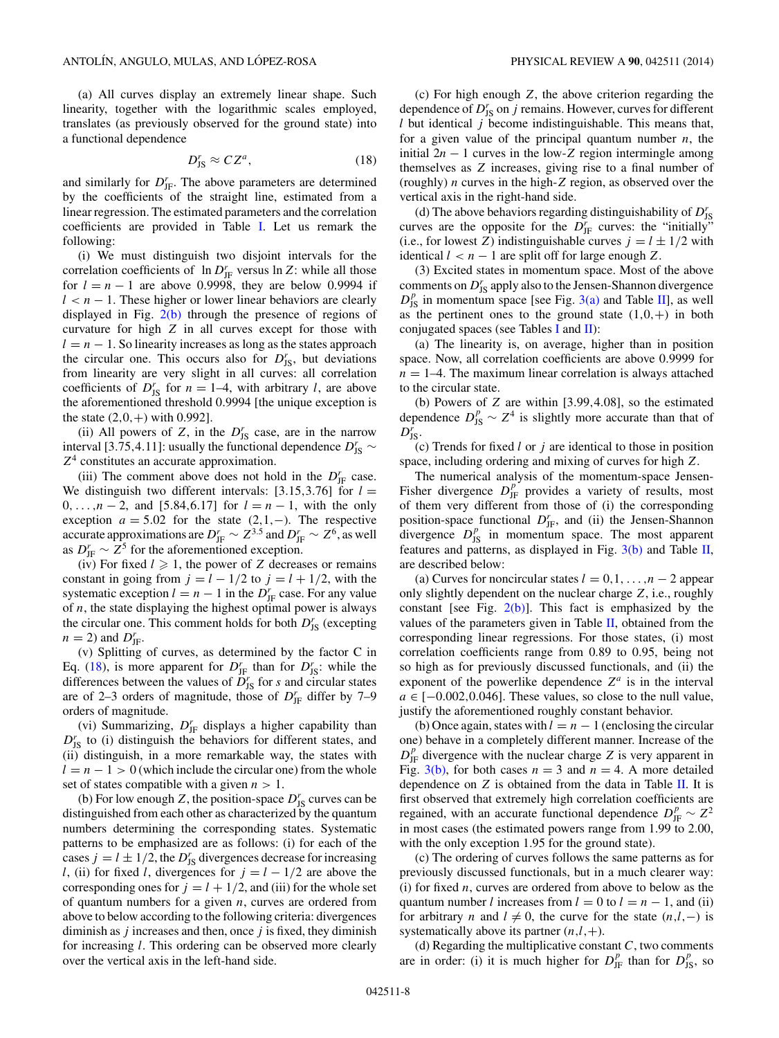(a) All curves display an extremely linear shape. Such linearity, together with the logarithmic scales employed, translates (as previously observed for the ground state) into a functional dependence

$$D_{\rm JS}^r \approx C Z^a, \tag{18}$$

and similarly for $D_{\rm JF}^r$. The above parameters are determined by the coefficients of the straight line, estimated from a linear regression. The estimated parameters and the correlation coefficients are provided in Table I. Let us remark the following:

(i) We must distinguish two disjoint intervals for the correlation coefficients of $\ln D_{\rm JF}^r$ versus $\ln Z$: while all those for $l = n-1$ are above 0.9998, they are below 0.9994 if $l < n-1$. These higher or lower linear behaviors are clearly displayed in Fig. 2(b) through the presence of regions of curvature for high $Z$ in all curves except for those with $l = n-1$. So linearity increases as long as the states approach the circular one. This occurs also for $D_{\rm JS}^r$, but deviations from linearity are very slight in all curves: all correlation coefficients of $D_{\rm JS}^r$ for $n = 1$–4, with arbitrary $l$, are above the aforementioned threshold 0.9994 [the unique exception is the state $(2,0,+)$ with 0.992].

(ii) All powers of $Z$, in the $D_{\rm JS}^r$ case, are in the narrow interval [3.75,4.11]: usually the functional dependence $D_{\rm JS}^r \sim Z^4$ constitutes an accurate approximation.

(iii) The comment above does not hold in the $D_{\rm JF}^r$ case. We distinguish two different intervals: [3.15,3.76] for $l = 0,\ldots,n-2$, and [5.84,6.17] for $l = n-1$, with the only exception $a = 5.02$ for the state $(2,1,-)$. The respective accurate approximations are $D_{\rm JF}^r \sim Z^{3.5}$ and $D_{\rm JF}^r \sim Z^6$, as well as $D_{\rm JF}^r \sim Z^5$ for the aforementioned exception.

(iv) For fixed $l \geqslant 1$, the power of $Z$ decreases or remains constant in going from $j = l - 1/2$ to $j = l + 1/2$, with the systematic exception $l = n-1$ in the $D_{\rm JF}^r$ case. For any value of $n$, the state displaying the highest optimal power is always the circular one. This comment holds for both $D_{\rm JS}^r$ (excepting $n = 2$) and $D_{\rm JF}^r$.

(v) Splitting of curves, as determined by the factor C in Eq. (18), is more apparent for $D_{\rm JF}^r$ than for $D_{\rm JS}^r$: while the differences between the values of $D_{\rm JS}^r$ for $s$ and circular states are of 2–3 orders of magnitude, those of $D_{\rm JF}^r$ differ by 7–9 orders of magnitude.

(vi) Summarizing, $D_{\rm JF}^r$ displays a higher capability than $D_{\rm JS}^r$ to (i) distinguish the behaviors for different states, and (ii) distinguish, in a more remarkable way, the states with $l = n-1 > 0$ (which include the circular one) from the whole set of states compatible with a given $n > 1$.

(b) For low enough $Z$, the position-space $D_{\rm JS}^r$ curves can be distinguished from each other as characterized by the quantum numbers determining the corresponding states. Systematic patterns to be emphasized are as follows: (i) for each of the cases $j = l \pm 1/2$, the $D_{\rm JS}^r$ divergences decrease for increasing $l$, (ii) for fixed $l$, divergences for $j = l - 1/2$ are above the corresponding ones for $j = l + 1/2$, and (iii) for the whole set of quantum numbers for a given $n$, curves are ordered from above to below according to the following criteria: divergences diminish as $j$ increases and then, once $j$ is fixed, they diminish for increasing $l$. This ordering can be observed more clearly over the vertical axis in the left-hand side.

(c) For high enough $Z$, the above criterion regarding the dependence of $D_{\rm JS}^r$ on $j$ remains. However, curves for different $l$ but identical $j$ become indistinguishable. This means that, for a given value of the principal quantum number $n$, the initial $2n-1$ curves in the low-$Z$ region intermingle among themselves as $Z$ increases, giving rise to a final number of (roughly) $n$ curves in the high-$Z$ region, as observed over the vertical axis in the right-hand side.

(d) The above behaviors regarding distinguishability of $D_{\rm JS}^r$ curves are the opposite for the $D_{\rm JF}^r$ curves: the "initially" (i.e., for lowest $Z$) indistinguishable curves $j = l \pm 1/2$ with identical $l < n-1$ are split off for large enough $Z$.

(3) Excited states in momentum space. Most of the above comments on $D_{\rm JS}^r$ apply also to the Jensen-Shannon divergence $D_{\rm JS}^p$ in momentum space [see Fig. 3(a) and Table II], as well as the pertinent ones to the ground state $(1,0,+)$ in both conjugated spaces (see Tables I and II):

(a) The linearity is, on average, higher than in position space. Now, all correlation coefficients are above 0.9999 for $n = 1$–4. The maximum linear correlation is always attached to the circular state.

(b) Powers of $Z$ are within [3.99,4.08], so the estimated dependence $D_{\rm JS}^p \sim Z^4$ is slightly more accurate than that of $D_{\rm JS}^r$.

(c) Trends for fixed $l$ or $j$ are identical to those in position space, including ordering and mixing of curves for high $Z$.

The numerical analysis of the momentum-space Jensen-Fisher divergence $D_{\rm JF}^p$ provides a variety of results, most of them very different from those of (i) the corresponding position-space functional $D_{\rm JF}^r$, and (ii) the Jensen-Shannon divergence $D_{\rm JS}^p$ in momentum space. The most apparent features and patterns, as displayed in Fig. 3(b) and Table II, are described below:

(a) Curves for noncircular states $l = 0,1,\ldots,n-2$ appear only slightly dependent on the nuclear charge $Z$, i.e., roughly constant [see Fig. 2(b)]. This fact is emphasized by the values of the parameters given in Table II, obtained from the corresponding linear regressions. For those states, (i) most correlation coefficients range from 0.89 to 0.95, being not so high as for previously discussed functionals, and (ii) the exponent of the powerlike dependence $Z^a$ is in the interval $a \in [-0.002, 0.046]$. These values, so close to the null value, justify the aforementioned roughly constant behavior.

(b) Once again, states with $l = n-1$ (enclosing the circular one) behave in a completely different manner. Increase of the $D_{\rm JF}^p$ divergence with the nuclear charge $Z$ is very apparent in Fig. 3(b), for both cases $n = 3$ and $n = 4$. A more detailed dependence on $Z$ is obtained from the data in Table II. It is first observed that extremely high correlation coefficients are regained, with an accurate functional dependence $D_{\rm JF}^p \sim Z^2$ in most cases (the estimated powers range from 1.99 to 2.00, with the only exception 1.95 for the ground state).

(c) The ordering of curves follows the same patterns as for previously discussed functionals, but in a much clearer way: (i) for fixed $n$, curves are ordered from above to below as the quantum number $l$ increases from $l = 0$ to $l = n-1$, and (ii) for arbitrary $n$ and $l \neq 0$, the curve for the state $(n,l,-)$ is systematically above its partner $(n,l,+)$.

(d) Regarding the multiplicative constant $C$, two comments are in order: (i) it is much higher for $D_{\rm JF}^p$ than for $D_{\rm JS}^p$, so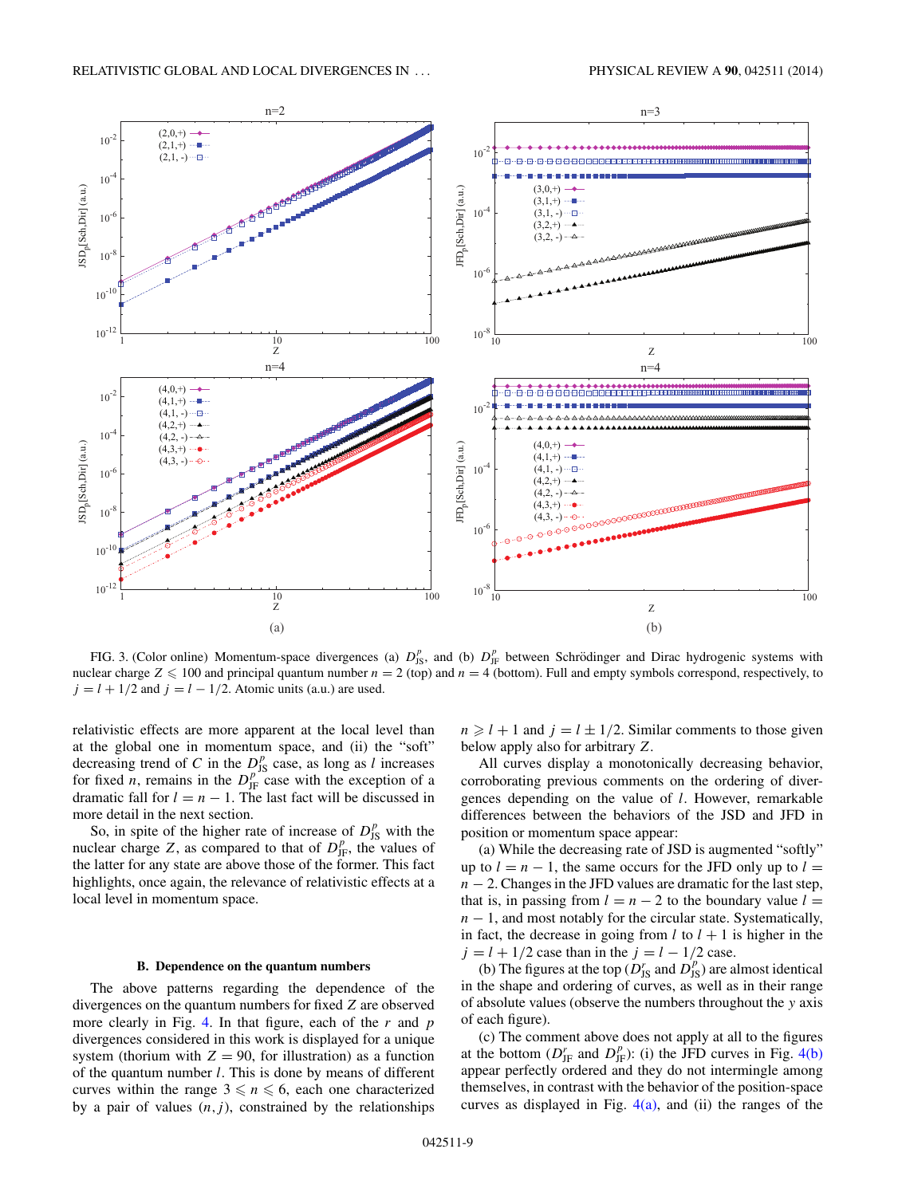FIG. 3. (Color online) Momentum-space divergences (a) $D_{\rm JS}^p$, and (b) $D_{\rm JF}^p$ between Schrödinger and Dirac hydrogenic systems with nuclear charge $Z \leqslant 100$ and principal quantum number $n = 2$ (top) and $n = 4$ (bottom). Full and empty symbols correspond, respectively, to $j = l + 1/2$ and $j = l - 1/2$. Atomic units (a.u.) are used.

relativistic effects are more apparent at the local level than at the global one in momentum space, and (ii) the "soft" decreasing trend of $C$ in the $D_{\rm JS}^p$ case, as long as $l$ increases for fixed $n$, remains in the $D_{\rm JF}^p$ case with the exception of a dramatic fall for $l = n - 1$. The last fact will be discussed in more detail in the next section.

So, in spite of the higher rate of increase of $D_{\rm JS}^p$ with the nuclear charge $Z$, as compared to that of $D_{\rm JF}^p$, the values of the latter for any state are above those of the former. This fact highlights, once again, the relevance of relativistic effects at a local level in momentum space.

### B. Dependence on the quantum numbers

The above patterns regarding the dependence of the divergences on the quantum numbers for fixed $Z$ are observed more clearly in Fig. 4. In that figure, each of the $r$ and $p$ divergences considered in this work is displayed for a unique system (thorium with $Z = 90$, for illustration) as a function of the quantum number $l$. This is done by means of different curves within the range $3 \leqslant n \leqslant 6$, each one characterized by a pair of values $(n, j)$, constrained by the relationships $n \geqslant l + 1$ and $j = l \pm 1/2$. Similar comments to those given below apply also for arbitrary $Z$.

All curves display a monotonically decreasing behavior, corroborating previous comments on the ordering of divergences depending on the value of $l$. However, remarkable differences between the behaviors of the JSD and JFD in position or momentum space appear:

(a) While the decreasing rate of JSD is augmented "softly" up to $l = n - 1$, the same occurs for the JFD only up to $l = n - 2$. Changes in the JFD values are dramatic for the last step, that is, in passing from $l = n - 2$ to the boundary value $l = n - 1$, and most notably for the circular state. Systematically, in fact, the decrease in going from $l$ to $l + 1$ is higher in the $j = l + 1/2$ case than in the $j = l - 1/2$ case.

(b) The figures at the top ($D_{\rm JS}^r$ and $D_{\rm JS}^p$) are almost identical in the shape and ordering of curves, as well as in their range of absolute values (observe the numbers throughout the $y$ axis of each figure).

(c) The comment above does not apply at all to the figures at the bottom ($D_{\rm JF}^r$ and $D_{\rm JF}^p$): (i) the JFD curves in Fig. 4(b) appear perfectly ordered and they do not intermingle among themselves, in contrast with the behavior of the position-space curves as displayed in Fig. 4(a), and (ii) the ranges of the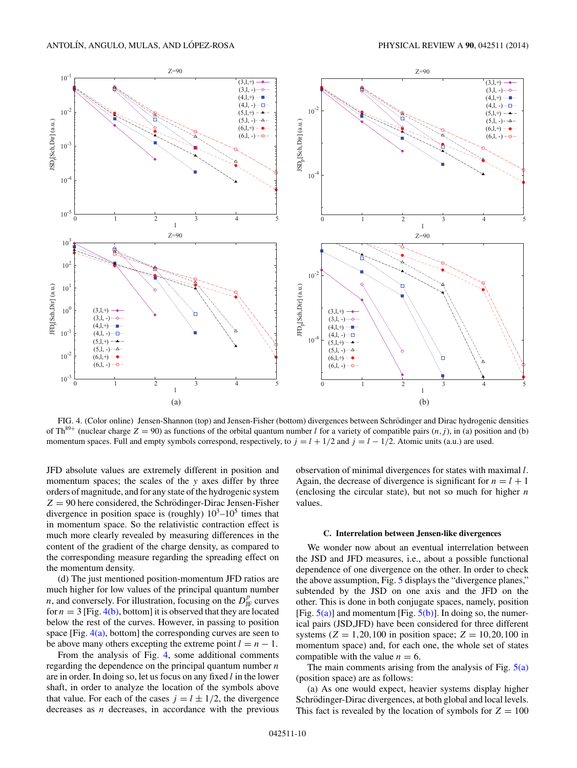FIG. 4. (Color online) Jensen-Shannon (top) and Jensen-Fisher (bottom) divergences between Schrödinger and Dirac hydrogenic densities of $Th^{89+}$ (nuclear charge $Z = 90$) as functions of the orbital quantum number $l$ for a variety of compatible pairs $(n, j)$, in (a) position and (b) momentum spaces. Full and empty symbols correspond, respectively, to $j = l + 1/2$ and $j = l - 1/2$. Atomic units (a.u.) are used.

JFD absolute values are extremely different in position and momentum spaces; the scales of the $y$ axes differ by three orders of magnitude, and for any state of the hydrogenic system $Z = 90$ here considered, the Schrödinger-Dirac Jensen-Fisher divergence in position space is (roughly) $10^3$–$10^5$ times that in momentum space. So the relativistic contraction effect is much more clearly revealed by measuring differences in the content of the gradient of the charge density, as compared to the corresponding measure regarding the spreading effect on the momentum density.

(d) The just mentioned position-momentum JFD ratios are much higher for low values of the principal quantum number $n$, and conversely. For illustration, focusing on the $D_{\rm JF}^{p}$ curves for $n = 3$ [Fig. 4(b), bottom] it is observed that they are located below the rest of the curves. However, in passing to position space [Fig. 4(a), bottom] the corresponding curves are seen to be above many others excepting the extreme point $l = n - 1$.

From the analysis of Fig. 4, some additional comments regarding the dependence on the principal quantum number $n$ are in order. In doing so, let us focus on any fixed $l$ in the lower shaft, in order to analyze the location of the symbols above that value. For each of the cases $j = l \pm 1/2$, the divergence decreases as $n$ decreases, in accordance with the previous observation of minimal divergences for states with maximal $l$. Again, the decrease of divergence is significant for $n = l + 1$ (enclosing the circular state), but not so much for higher $n$ values.

### C. Interrelation between Jensen-like divergences

We wonder now about an eventual interrelation between the JSD and JFD measures, i.e., about a possible functional dependence of one divergence on the other. In order to check the above assumption, Fig. 5 displays the "divergence planes," subtended by the JSD on one axis and the JFD on the other. This is done in both conjugate spaces, namely, position [Fig. 5(a)] and momentum [Fig. 5(b)]. In doing so, the numerical pairs (JSD,JFD) have been considered for three different systems ($Z = 1,20,100$ in position space; $Z = 10,20,100$ in momentum space) and, for each one, the whole set of states compatible with the value $n = 6$.

The main comments arising from the analysis of Fig. 5(a) (position space) are as follows:

(a) As one would expect, heavier systems display higher Schrödinger-Dirac divergences, at both global and local levels. This fact is revealed by the location of symbols for $Z = 100$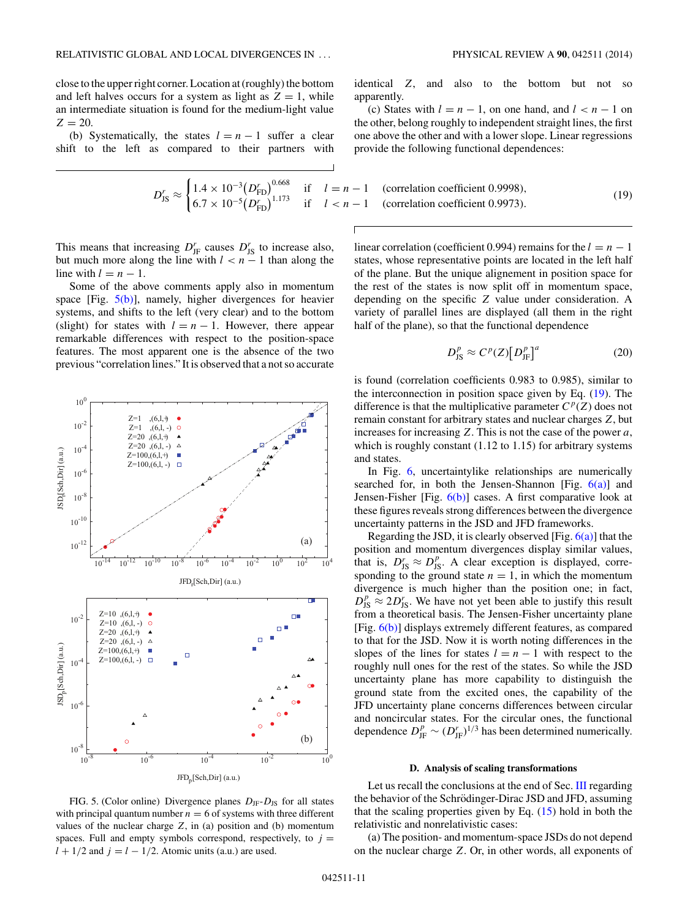close to the upper right corner. Location at (roughly) the bottom and left halves occurs for a system as light as $Z = 1$, while an intermediate situation is found for the medium-light value $Z = 20$.

(b) Systematically, the states $l = n - 1$ suffer a clear shift to the left as compared to their partners with identical $Z$, and also to the bottom but not so apparently.

(c) States with $l = n - 1$, on one hand, and $l < n - 1$ on the other, belong roughly to independent straight lines, the first one above the other and with a lower slope. Linear regressions provide the following functional dependences:

$$D_{\rm JS}^r \approx \begin{cases} 1.4 \times 10^{-3}\left(D_{\rm FD}^r\right)^{0.668} & \text{if} \quad l = n-1 \quad \text{(correlation coefficient 0.9998)}, \\ 6.7 \times 10^{-5}\left(D_{\rm FD}^r\right)^{1.173} & \text{if} \quad l < n-1 \quad \text{(correlation coefficient 0.9973)}. \end{cases} \tag{19}$$

This means that increasing $D_{\rm JF}^r$ causes $D_{\rm JS}^r$ to increase also, but much more along the line with $l < n - 1$ than along the line with $l = n - 1$.

Some of the above comments apply also in momentum space [Fig. 5(b)], namely, higher divergences for heavier systems, and shifts to the left (very clear) and to the bottom (slight) for states with $l = n - 1$. However, there appear remarkable differences with respect to the position-space features. The most apparent one is the absence of the two previous "correlation lines." It is observed that a not so accurate linear correlation (coefficient 0.994) remains for the $l = n - 1$ states, whose representative points are located in the left half of the plane. But the unique alignement in position space for the rest of the states is now split off in momentum space, depending on the specific $Z$ value under consideration. A variety of parallel lines are displayed (all them in the right half of the plane), so that the functional dependence

$$D_{\rm JS}^p \approx C^p(Z)\left[D_{\rm JF}^p\right]^a \tag{20}$$

is found (correlation coefficients 0.983 to 0.985), similar to the interconnection in position space given by Eq. (19). The difference is that the multiplicative parameter $C^p(Z)$ does not remain constant for arbitrary states and nuclear charges $Z$, but increases for increasing $Z$. This is not the case of the power $a$, which is roughly constant (1.12 to 1.15) for arbitrary systems and states.

FIG. 5. (Color online) Divergence planes $D_{\rm JF}$-$D_{\rm JS}$ for all states with principal quantum number $n = 6$ of systems with three different values of the nuclear charge $Z$, in (a) position and (b) momentum spaces. Full and empty symbols correspond, respectively, to $j = l + 1/2$ and $j = l - 1/2$. Atomic units (a.u.) are used.

In Fig. 6, uncertaintylike relationships are numerically searched for, in both the Jensen-Shannon [Fig. 6(a)] and Jensen-Fisher [Fig. 6(b)] cases. A first comparative look at these figures reveals strong differences between the divergence uncertainty patterns in the JSD and JFD frameworks.

Regarding the JSD, it is clearly observed [Fig. 6(a)] that the position and momentum divergences display similar values, that is, $D_{\rm JS}^r \approx D_{\rm JS}^p$. A clear exception is displayed, corresponding to the ground state $n = 1$, in which the momentum divergence is much higher than the position one; in fact, $D_{\rm JS}^p \approx 2D_{\rm JS}^r$. We have not yet been able to justify this result from a theoretical basis. The Jensen-Fisher uncertainty plane [Fig. 6(b)] displays extremely different features, as compared to that for the JSD. Now it is worth noting differences in the slopes of the lines for states $l = n - 1$ with respect to the roughly null ones for the rest of the states. So while the JSD uncertainty plane has more capability to distinguish the ground state from the excited ones, the capability of the JFD uncertainty plane concerns differences between circular and noncircular states. For the circular ones, the functional dependence $D_{\rm JF}^p \sim (D_{\rm JF}^r)^{1/3}$ has been determined numerically.

### D. Analysis of scaling transformations

Let us recall the conclusions at the end of Sec. III regarding the behavior of the Schrödinger-Dirac JSD and JFD, assuming that the scaling properties given by Eq. (15) hold in both the relativistic and nonrelativistic cases:

(a) The position- and momentum-space JSDs do not depend on the nuclear charge $Z$. Or, in other words, all exponents of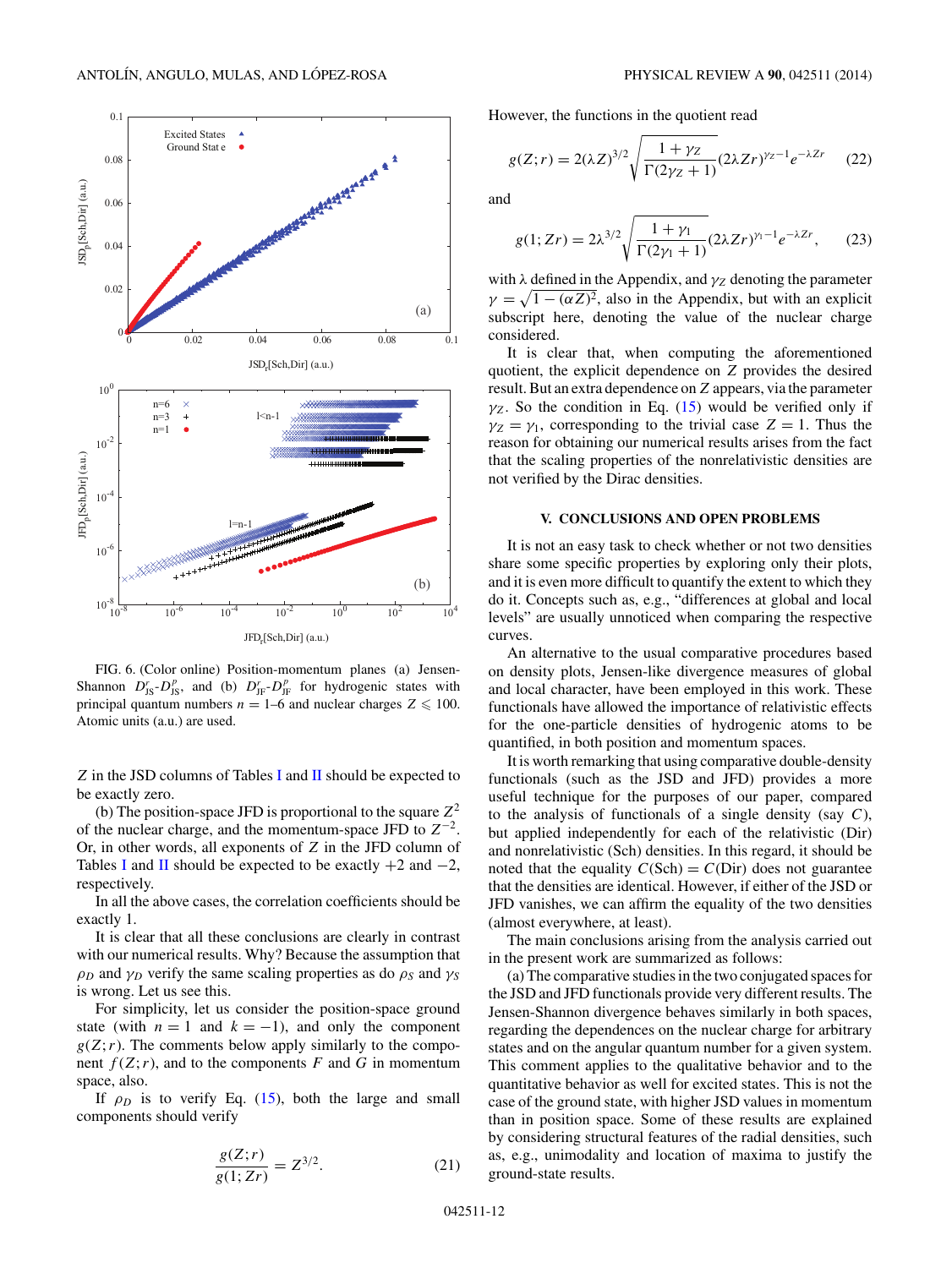0.1

Excited States

Ground State

0.08

0.06

$JSD_p[Sch,Dir]$ (a.u.)

0.04

0.02

(a)

0

0 0.02 0.04 0.06 0.08 0.1

$JSD_r[Sch,Dir]$ (a.u.)

$10^0$

n=6

n=3

n=1

l<n-1

$10^{-2}$

$10^{-4}$

$JFD_p[Sch,Dir]$ (a.u.)

l=n-1

$10^{-6}$

(b)

$10^{-8}$

$10^{-8}$ $10^{-6}$ $10^{-4}$ $10^{-2}$ $10^0$ $10^2$ $10^4$

$JFD_r[Sch,Dir]$ (a.u.)

FIG. 6. (Color online) Position-momentum planes (a) Jensen-Shannon $D^r_{\rm JS}$-$D^p_{\rm JS}$, and (b) $D^r_{\rm JF}$-$D^p_{\rm JF}$ for hydrogenic states with principal quantum numbers $n = 1$–$6$ and nuclear charges $Z \leqslant 100$. Atomic units (a.u.) are used.

$Z$ in the JSD columns of Tables I and II should be expected to be exactly zero.

(b) The position-space JFD is proportional to the square $Z^2$ of the nuclear charge, and the momentum-space JFD to $Z^{-2}$. Or, in other words, all exponents of $Z$ in the JFD column of Tables I and II should be expected to be exactly $+2$ and $-2$, respectively.

In all the above cases, the correlation coefficients should be exactly 1.

It is clear that all these conclusions are clearly in contrast with our numerical results. Why? Because the assumption that $\rho_D$ and $\gamma_D$ verify the same scaling properties as do $\rho_S$ and $\gamma_S$ is wrong. Let us see this.

For simplicity, let us consider the position-space ground state (with $n = 1$ and $k = -1$), and only the component $g(Z;r)$. The comments below apply similarly to the component $f(Z;r)$, and to the components $F$ and $G$ in momentum space, also.

If $\rho_D$ is to verify Eq. (15), both the large and small components should verify

$$\frac{g(Z;r)}{g(1;Zr)} = Z^{3/2}. \tag{21}$$

However, the functions in the quotient read

$$g(Z;r) = 2(\lambda Z)^{3/2}\sqrt{\frac{1+\gamma_Z}{\Gamma(2\gamma_Z+1)}}(2\lambda Zr)^{\gamma_Z-1}e^{-\lambda Zr} \tag{22}$$

and

$$g(1;Zr) = 2\lambda^{3/2}\sqrt{\frac{1+\gamma_1}{\Gamma(2\gamma_1+1)}}(2\lambda Zr)^{\gamma_1-1}e^{-\lambda Zr}, \tag{23}$$

with $\lambda$ defined in the Appendix, and $\gamma_Z$ denoting the parameter $\gamma = \sqrt{1-(\alpha Z)^2}$, also in the Appendix, but with an explicit subscript here, denoting the value of the nuclear charge considered.

It is clear that, when computing the aforementioned quotient, the explicit dependence on $Z$ provides the desired result. But an extra dependence on $Z$ appears, via the parameter $\gamma_Z$. So the condition in Eq. (15) would be verified only if $\gamma_Z = \gamma_1$, corresponding to the trivial case $Z = 1$. Thus the reason for obtaining our numerical results arises from the fact that the scaling properties of the nonrelativistic densities are not verified by the Dirac densities.

## V. CONCLUSIONS AND OPEN PROBLEMS

It is not an easy task to check whether or not two densities share some specific properties by exploring only their plots, and it is even more difficult to quantify the extent to which they do it. Concepts such as, e.g., "differences at global and local levels" are usually unnoticed when comparing the respective curves.

An alternative to the usual comparative procedures based on density plots, Jensen-like divergence measures of global and local character, have been employed in this work. These functionals have allowed the importance of relativistic effects for the one-particle densities of hydrogenic atoms to be quantified, in both position and momentum spaces.

It is worth remarking that using comparative double-density functionals (such as the JSD and JFD) provides a more useful technique for the purposes of our paper, compared to the analysis of functionals of a single density (say $C$), but applied independently for each of the relativistic (Dir) and nonrelativistic (Sch) densities. In this regard, it should be noted that the equality $C(\text{Sch}) = C(\text{Dir})$ does not guarantee that the densities are identical. However, if either of the JSD or JFD vanishes, we can affirm the equality of the two densities (almost everywhere, at least).

The main conclusions arising from the analysis carried out in the present work are summarized as follows:

(a) The comparative studies in the two conjugated spaces for the JSD and JFD functionals provide very different results. The Jensen-Shannon divergence behaves similarly in both spaces, regarding the dependences on the nuclear charge for arbitrary states and on the angular quantum number for a given system. This comment applies to the qualitative behavior and to the quantitative behavior as well for excited states. This is not the case of the ground state, with higher JSD values in momentum than in position space. Some of these results are explained by considering structural features of the radial densities, such as, e.g., unimodality and location of maxima to justify the ground-state results.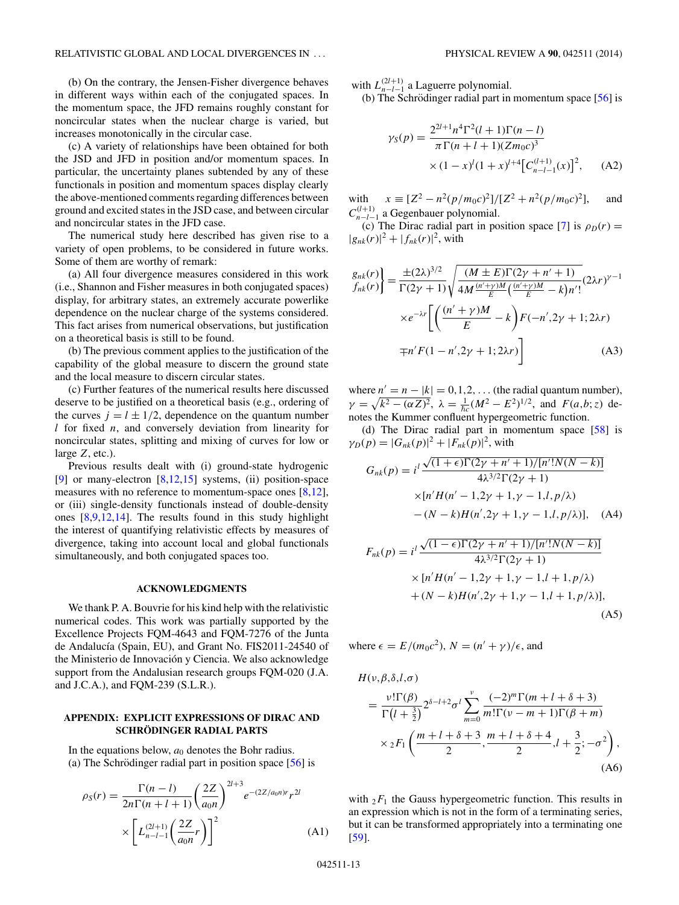(b) On the contrary, the Jensen-Fisher divergence behaves in different ways within each of the conjugated spaces. In the momentum space, the JFD remains roughly constant for noncircular states when the nuclear charge is varied, but increases monotonically in the circular case.

(c) A variety of relationships have been obtained for both the JSD and JFD in position and/or momentum spaces. In particular, the uncertainty planes subtended by any of these functionals in position and momentum spaces display clearly the above-mentioned comments regarding differences between ground and excited states in the JSD case, and between circular and noncircular states in the JFD case.

The numerical study here described has given rise to a variety of open problems, to be considered in future works. Some of them are worthy of remark:

(a) All four divergence measures considered in this work (i.e., Shannon and Fisher measures in both conjugated spaces) display, for arbitrary states, an extremely accurate powerlike dependence on the nuclear charge of the systems considered. This fact arises from numerical observations, but justification on a theoretical basis is still to be found.

(b) The previous comment applies to the justification of the capability of the global measure to discern the ground state and the local measure to discern circular states.

(c) Further features of the numerical results here discussed deserve to be justified on a theoretical basis (e.g., ordering of the curves $j = l \pm 1/2$, dependence on the quantum number $l$ for fixed $n$, and conversely deviation from linearity for noncircular states, splitting and mixing of curves for low or large $Z$, etc.).

Previous results dealt with (i) ground-state hydrogenic [9] or many-electron [8,12,15] systems, (ii) position-space measures with no reference to momentum-space ones [8,12], or (iii) single-density functionals instead of double-density ones [8,9,12,14]. The results found in this study highlight the interest of quantifying relativistic effects by measures of divergence, taking into account local and global functionals simultaneously, and both conjugated spaces too.

## ACKNOWLEDGMENTS

We thank P. A. Bouvrie for his kind help with the relativistic numerical codes. This work was partially supported by the Excellence Projects FQM-4643 and FQM-7276 of the Junta de Andalucía (Spain, EU), and Grant No. FIS2011-24540 of the Ministerio de Innovación y Ciencia. We also acknowledge support from the Andalusian research groups FQM-020 (J.A. and J.C.A.), and FQM-239 (S.L.R.).

## APPENDIX: EXPLICIT EXPRESSIONS OF DIRAC AND SCHRÖDINGER RADIAL PARTS

In the equations below, $a_0$ denotes the Bohr radius.

(a) The Schrödinger radial part in position space [56] is

$$\rho_S(r) = \frac{\Gamma(n-l)}{2n\Gamma(n+l+1)}\left(\frac{2Z}{a_0 n}\right)^{2l+3} e^{-(2Z/a_0 n)r} r^{2l} \times \left[L_{n-l-1}^{(2l+1)}\left(\frac{2Z}{a_0 n}r\right)\right]^2 \tag{A1}$$

with $L_{n-l-1}^{(2l+1)}$ a Laguerre polynomial.

(b) The Schrödinger radial part in momentum space [56] is

$$\gamma_S(p) = \frac{2^{2l+1} n^4 \Gamma^2(l+1)\Gamma(n-l)}{\pi \Gamma(n+l+1)(Zm_0 c)^3} \times (1-x)^l (1+x)^{l+4}\left[C_{n-l-1}^{(l+1)}(x)\right]^2, \tag{A2}$$

with $x \equiv [Z^2 - n^2(p/m_0 c)^2]/[Z^2 + n^2(p/m_0 c)^2]$, and $C_{n-l-1}^{(l+1)}$ a Gegenbauer polynomial.

(c) The Dirac radial part in position space [7] is $\rho_D(r) = |g_{nk}(r)|^2 + |f_{nk}(r)|^2$, with

$$\left.\begin{matrix} g_{nk}(r) \\ f_{nk}(r) \end{matrix}\right\} = \frac{\pm(2\lambda)^{3/2}}{\Gamma(2\gamma+1)}\sqrt{\frac{(M \pm E)\Gamma(2\gamma+n'+1)}{4M\frac{(n'+\gamma)M}{E}\left(\frac{(n'+\gamma)M}{E}-k\right)n'!}}(2\lambda r)^{\gamma-1} \times e^{-\lambda r}\left[\left(\frac{(n'+\gamma)M}{E}-k\right)F(-n',2\gamma+1;2\lambda r) \mp n' F(1-n',2\gamma+1;2\lambda r)\right] \tag{A3}$$

where $n' = n - |k| = 0,1,2,\ldots$ (the radial quantum number), $\gamma = \sqrt{k^2 - (\alpha Z)^2}$, $\lambda = \frac{1}{\hbar c}(M^2 - E^2)^{1/2}$, and $F(a,b;z)$ denotes the Kummer confluent hypergeometric function.

(d) The Dirac radial part in momentum space [58] is $\gamma_D(p) = |G_{nk}(p)|^2 + |F_{nk}(p)|^2$, with

$$G_{nk}(p) = i^l \frac{\sqrt{(1+\epsilon)\Gamma(2\gamma+n'+1)/[n'!N(N-k)]}}{4\lambda^{3/2}\Gamma(2\gamma+1)} \times [n' H(n'-1,2\gamma+1,\gamma-1,l,p/\lambda) - (N-k)H(n',2\gamma+1,\gamma-1,l,p/\lambda)], \tag{A4}$$

$$F_{nk}(p) = i^l \frac{\sqrt{(1-\epsilon)\Gamma(2\gamma+n'+1)/[n'!N(N-k)]}}{4\lambda^{3/2}\Gamma(2\gamma+1)} \times [n' H(n'-1,2\gamma+1,\gamma-1,l+1,p/\lambda) + (N-k)H(n',2\gamma+1,\gamma-1,l+1,p/\lambda)], \tag{A5}$$

where $\epsilon = E/(m_0 c^2)$, $N = (n'+\gamma)/\epsilon$, and

$$H(\nu,\beta,\delta,l,\sigma) = \frac{\nu!\Gamma(\beta)}{\Gamma\left(l+\frac{3}{2}\right)} 2^{\delta-l+2}\sigma^l \sum_{m=0}^{\nu}\frac{(-2)^m \Gamma(m+l+\delta+3)}{m!\Gamma(\nu-m+1)\Gamma(\beta+m)} \times {}_2F_1\left(\frac{m+l+\delta+3}{2},\frac{m+l+\delta+4}{2},l+\frac{3}{2};-\sigma^2\right), \tag{A6}$$

with ${}_2F_1$ the Gauss hypergeometric function. This results in an expression which is not in the form of a terminating series, but it can be transformed appropriately into a terminating one [59].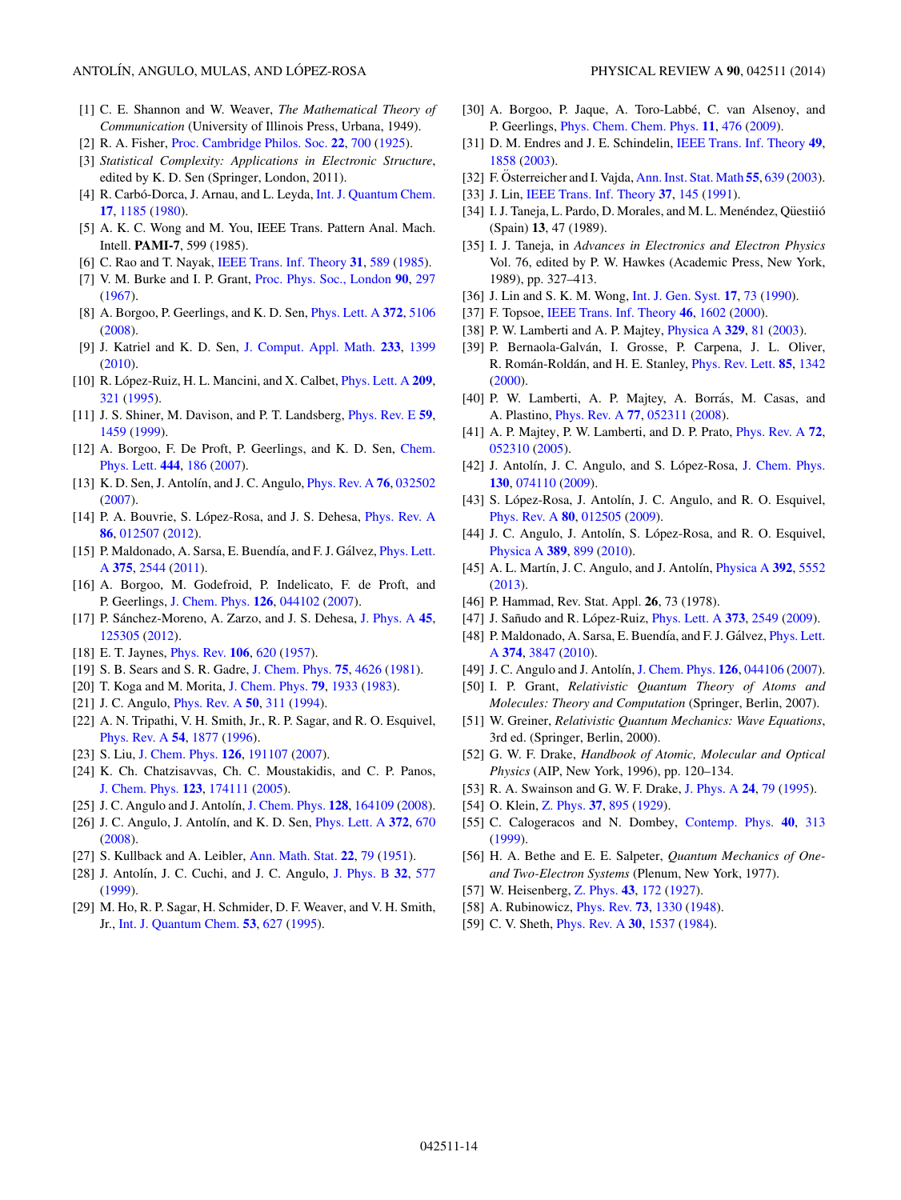[1] C. E. Shannon and W. Weaver, *The Mathematical Theory of Communication* (University of Illinois Press, Urbana, 1949).

[2] R. A. Fisher, Proc. Cambridge Philos. Soc. **22**, 700 (1925).

[3] *Statistical Complexity: Applications in Electronic Structure*, edited by K. D. Sen (Springer, London, 2011).

[4] R. Carbó-Dorca, J. Arnau, and L. Leyda, Int. J. Quantum Chem. **17**, 1185 (1980).

[5] A. K. C. Wong and M. You, IEEE Trans. Pattern Anal. Mach. Intell. **PAMI-7**, 599 (1985).

[6] C. Rao and T. Nayak, IEEE Trans. Inf. Theory **31**, 589 (1985).

[7] V. M. Burke and I. P. Grant, Proc. Phys. Soc., London **90**, 297 (1967).

[8] A. Borgoo, P. Geerlings, and K. D. Sen, Phys. Lett. A **372**, 5106 (2008).

[9] J. Katriel and K. D. Sen, J. Comput. Appl. Math. **233**, 1399 (2010).

[10] R. López-Ruiz, H. L. Mancini, and X. Calbet, Phys. Lett. A **209**, 321 (1995).

[11] J. S. Shiner, M. Davison, and P. T. Landsberg, Phys. Rev. E **59**, 1459 (1999).

[12] A. Borgoo, F. De Proft, P. Geerlings, and K. D. Sen, Chem. Phys. Lett. **444**, 186 (2007).

[13] K. D. Sen, J. Antolín, and J. C. Angulo, Phys. Rev. A **76**, 032502 (2007).

[14] P. A. Bouvrie, S. López-Rosa, and J. S. Dehesa, Phys. Rev. A **86**, 012507 (2012).

[15] P. Maldonado, A. Sarsa, E. Buendía, and F. J. Gálvez, Phys. Lett. A **375**, 2544 (2011).

[16] A. Borgoo, M. Godefroid, P. Indelicato, F. de Proft, and P. Geerlings, J. Chem. Phys. **126**, 044102 (2007).

[17] P. Sánchez-Moreno, A. Zarzo, and J. S. Dehesa, J. Phys. A **45**, 125305 (2012).

[18] E. T. Jaynes, Phys. Rev. **106**, 620 (1957).

[19] S. B. Sears and S. R. Gadre, J. Chem. Phys. **75**, 4626 (1981).

[20] T. Koga and M. Morita, J. Chem. Phys. **79**, 1933 (1983).

[21] J. C. Angulo, Phys. Rev. A **50**, 311 (1994).

[22] A. N. Tripathi, V. H. Smith, Jr., R. P. Sagar, and R. O. Esquivel, Phys. Rev. A **54**, 1877 (1996).

[23] S. Liu, J. Chem. Phys. **126**, 191107 (2007).

[24] K. Ch. Chatzisavvas, Ch. C. Moustakidis, and C. P. Panos, J. Chem. Phys. **123**, 174111 (2005).

[25] J. C. Angulo and J. Antolín, J. Chem. Phys. **128**, 164109 (2008).

[26] J. C. Angulo, J. Antolín, and K. D. Sen, Phys. Lett. A **372**, 670 (2008).

[27] S. Kullback and A. Leibler, Ann. Math. Stat. **22**, 79 (1951).

[28] J. Antolín, J. C. Cuchi, and J. C. Angulo, J. Phys. B **32**, 577 (1999).

[29] M. Ho, R. P. Sagar, H. Schmider, D. F. Weaver, and V. H. Smith, Jr., Int. J. Quantum Chem. **53**, 627 (1995).

[30] A. Borgoo, P. Jaque, A. Toro-Labbé, C. van Alsenoy, and P. Geerlings, Phys. Chem. Chem. Phys. **11**, 476 (2009).

[31] D. M. Endres and J. E. Schindelin, IEEE Trans. Inf. Theory **49**, 1858 (2003).

[32] F. Österreicher and I. Vajda, Ann. Inst. Stat. Math **55**, 639 (2003).

[33] J. Lin, IEEE Trans. Inf. Theory **37**, 145 (1991).

[34] I. J. Taneja, L. Pardo, D. Morales, and M. L. Menéndez, Qüestiió (Spain) **13**, 47 (1989).

[35] I. J. Taneja, in *Advances in Electronics and Electron Physics* Vol. 76, edited by P. W. Hawkes (Academic Press, New York, 1989), pp. 327–413.

[36] J. Lin and S. K. M. Wong, Int. J. Gen. Syst. **17**, 73 (1990).

[37] F. Topsoe, IEEE Trans. Inf. Theory **46**, 1602 (2000).

[38] P. W. Lamberti and A. P. Majtey, Physica A **329**, 81 (2003).

[39] P. Bernaola-Galván, I. Grosse, P. Carpena, J. L. Oliver, R. Román-Roldán, and H. E. Stanley, Phys. Rev. Lett. **85**, 1342 (2000).

[40] P. W. Lamberti, A. P. Majtey, A. Borrás, M. Casas, and A. Plastino, Phys. Rev. A **77**, 052311 (2008).

[41] A. P. Majtey, P. W. Lamberti, and D. P. Prato, Phys. Rev. A **72**, 052310 (2005).

[42] J. Antolín, J. C. Angulo, and S. López-Rosa, J. Chem. Phys. **130**, 074110 (2009).

[43] S. López-Rosa, J. Antolín, J. C. Angulo, and R. O. Esquivel, Phys. Rev. A **80**, 012505 (2009).

[44] J. C. Angulo, J. Antolín, S. López-Rosa, and R. O. Esquivel, Physica A **389**, 899 (2010).

[45] A. L. Martín, J. C. Angulo, and J. Antolín, Physica A **392**, 5552 (2013).

[46] P. Hammad, Rev. Stat. Appl. **26**, 73 (1978).

[47] J. Sañudo and R. López-Ruiz, Phys. Lett. A **373**, 2549 (2009).

[48] P. Maldonado, A. Sarsa, E. Buendía, and F. J. Gálvez, Phys. Lett. A **374**, 3847 (2010).

[49] J. C. Angulo and J. Antolín, J. Chem. Phys. **126**, 044106 (2007).

[50] I. P. Grant, *Relativistic Quantum Theory of Atoms and Molecules: Theory and Computation* (Springer, Berlin, 2007).

[51] W. Greiner, *Relativistic Quantum Mechanics: Wave Equations*, 3rd ed. (Springer, Berlin, 2000).

[52] G. W. F. Drake, *Handbook of Atomic, Molecular and Optical Physics* (AIP, New York, 1996), pp. 120–134.

[53] R. A. Swainson and G. W. F. Drake, J. Phys. A **24**, 79 (1995).

[54] O. Klein, Z. Phys. **37**, 895 (1929).

[55] C. Calogeracos and N. Dombey, Contemp. Phys. **40**, 313 (1999).

[56] H. A. Bethe and E. E. Salpeter, *Quantum Mechanics of One- and Two-Electron Systems* (Plenum, New York, 1977).

[57] W. Heisenberg, Z. Phys. **43**, 172 (1927).

[58] A. Rubinowicz, Phys. Rev. **73**, 1330 (1948).

[59] C. V. Sheth, Phys. Rev. A **30**, 1537 (1984).